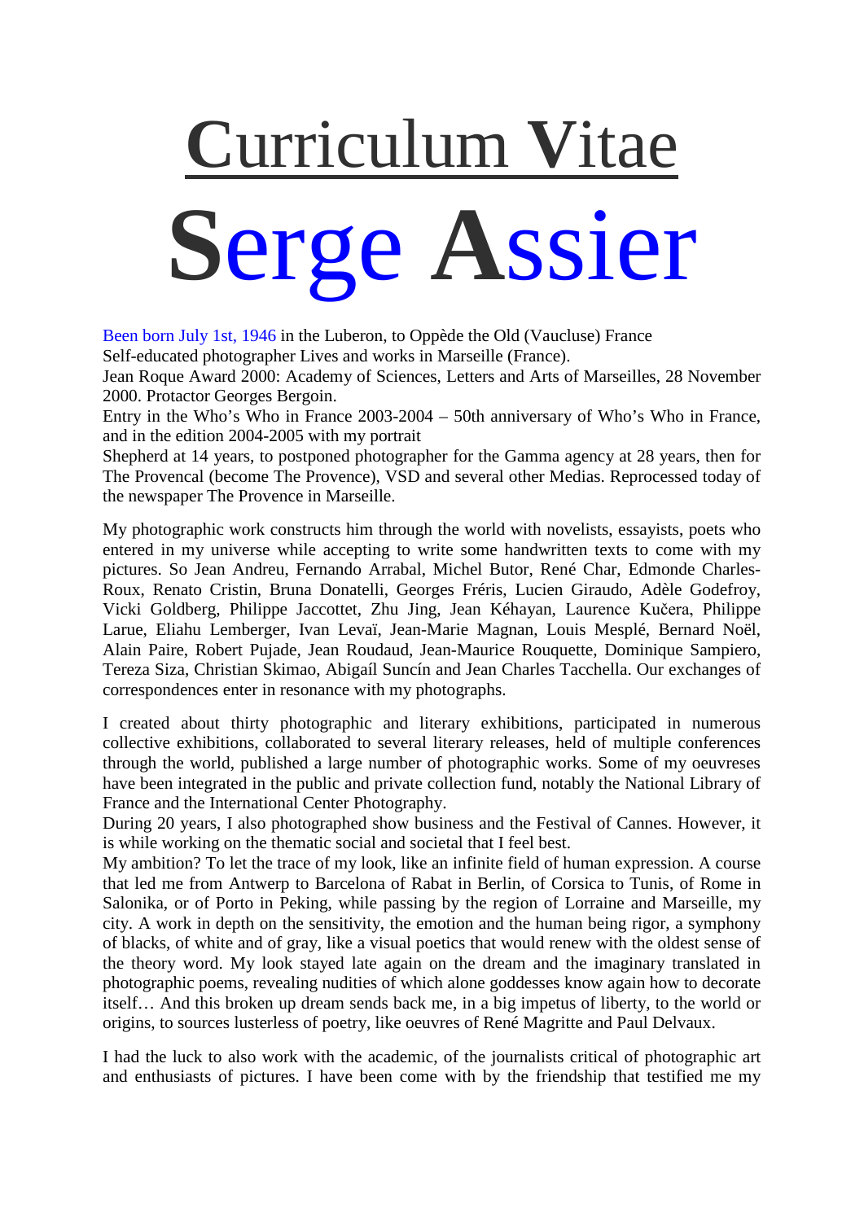# Curriculum Vitae

# Serge Assier

Been born July 1st, 1946 in the Luberon, to Oppède the Old (Vaucluse) France
Self-educated photographer Lives and works in Marseille (France).
Jean Roque Award 2000: Academy of Sciences, Letters and Arts of Marseilles, 28 November 2000. Protactor Georges Bergoin.
Entry in the Who's Who in France 2003-2004 – 50th anniversary of Who's Who in France, and in the edition 2004-2005 with my portrait
Shepherd at 14 years, to postponed photographer for the Gamma agency at 28 years, then for The Provencal (become The Provence), VSD and several other Medias. Reprocessed today of the newspaper The Provence in Marseille.

My photographic work constructs him through the world with novelists, essayists, poets who entered in my universe while accepting to write some handwritten texts to come with my pictures. So Jean Andreu, Fernando Arrabal, Michel Butor, René Char, Edmonde Charles-Roux, Renato Cristin, Bruna Donatelli, Georges Fréris, Lucien Giraudo, Adèle Godefroy, Vicki Goldberg, Philippe Jaccottet, Zhu Jing, Jean Kéhayan, Laurence Kučera, Philippe Larue, Eliahu Lemberger, Ivan Levaï, Jean-Marie Magnan, Louis Mesplé, Bernard Noël, Alain Paire, Robert Pujade, Jean Roudaud, Jean-Maurice Rouquette, Dominique Sampiero, Tereza Siza, Christian Skimao, Abigaíl Suncín and Jean Charles Tacchella. Our exchanges of correspondences enter in resonance with my photographs.

I created about thirty photographic and literary exhibitions, participated in numerous collective exhibitions, collaborated to several literary releases, held of multiple conferences through the world, published a large number of photographic works. Some of my oeuvreses have been integrated in the public and private collection fund, notably the National Library of France and the International Center Photography.
During 20 years, I also photographed show business and the Festival of Cannes. However, it is while working on the thematic social and societal that I feel best.
My ambition? To let the trace of my look, like an infinite field of human expression. A course that led me from Antwerp to Barcelona of Rabat in Berlin, of Corsica to Tunis, of Rome in Salonika, or of Porto in Peking, while passing by the region of Lorraine and Marseille, my city. A work in depth on the sensitivity, the emotion and the human being rigor, a symphony of blacks, of white and of gray, like a visual poetics that would renew with the oldest sense of the theory word. My look stayed late again on the dream and the imaginary translated in photographic poems, revealing nudities of which alone goddesses know again how to decorate itself… And this broken up dream sends back me, in a big impetus of liberty, to the world or origins, to sources lusterless of poetry, like oeuvres of René Magritte and Paul Delvaux.

I had the luck to also work with the academic, of the journalists critical of photographic art and enthusiasts of pictures. I have been come with by the friendship that testified me my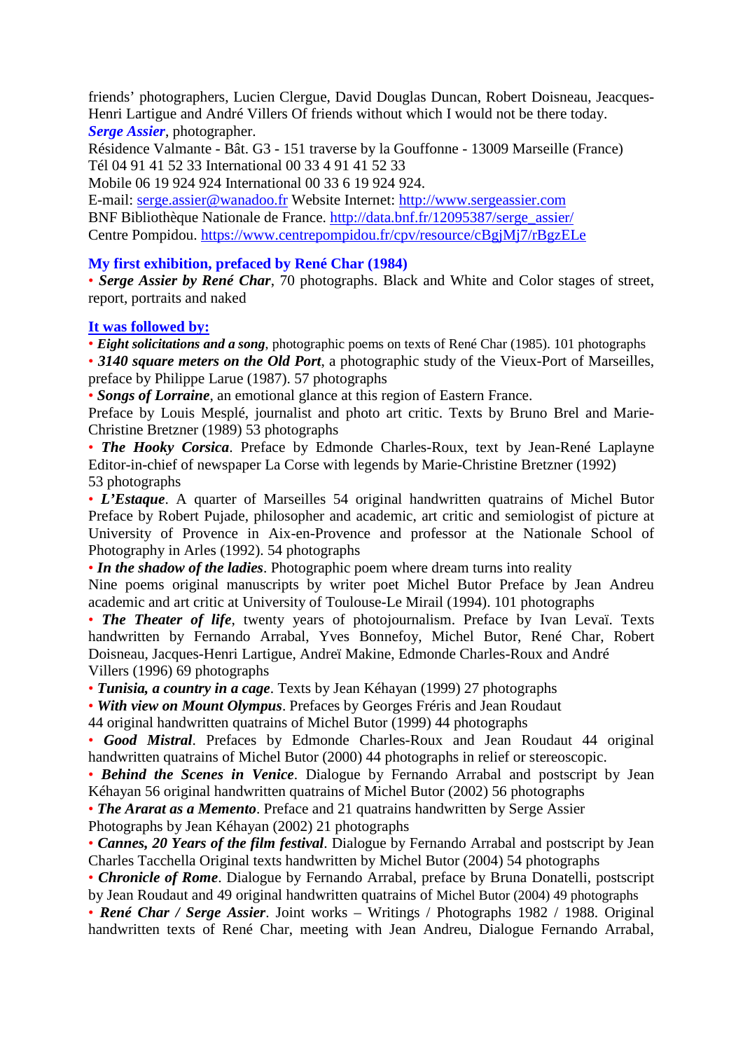friends' photographers, Lucien Clergue, David Douglas Duncan, Robert Doisneau, Jeacques-Henri Lartigue and André Villers Of friends without which I would not be there today.
***Serge Assier***, photographer.
Résidence Valmante - Bât. G3 - 151 traverse by la Gouffonne - 13009 Marseille (France)
Tél 04 91 41 52 33 International 00 33 4 91 41 52 33
Mobile 06 19 924 924 International 00 33 6 19 924 924.
E-mail: serge.assier@wanadoo.fr Website Internet: http://www.sergeassier.com
BNF Bibliothèque Nationale de France. http://data.bnf.fr/12095387/serge_assier/
Centre Pompidou. https://www.centrepompidou.fr/cpv/resource/cBgjMj7/rBgzELe

**My first exhibition, prefaced by René Char (1984)**

• ***Serge Assier by René Char***, 70 photographs. Black and White and Color stages of street, report, portraits and naked

**It was followed by:**

• ***Eight solicitations and a song***, photographic poems on texts of René Char (1985). 101 photographs
• ***3140 square meters on the Old Port***, a photographic study of the Vieux-Port of Marseilles, preface by Philippe Larue (1987). 57 photographs
• ***Songs of Lorraine***, an emotional glance at this region of Eastern France.
Preface by Louis Mesplé, journalist and photo art critic. Texts by Bruno Brel and Marie-Christine Bretzner (1989) 53 photographs
• ***The Hooky Corsica***. Preface by Edmonde Charles-Roux, text by Jean-René Laplayne Editor-in-chief of newspaper La Corse with legends by Marie-Christine Bretzner (1992)
53 photographs
• ***L'Estaque***. A quarter of Marseilles 54 original handwritten quatrains of Michel Butor Preface by Robert Pujade, philosopher and academic, art critic and semiologist of picture at University of Provence in Aix-en-Provence and professor at the Nationale School of Photography in Arles (1992). 54 photographs
• ***In the shadow of the ladies***. Photographic poem where dream turns into reality
Nine poems original manuscripts by writer poet Michel Butor Preface by Jean Andreu academic and art critic at University of Toulouse-Le Mirail (1994). 101 photographs
• ***The Theater of life***, twenty years of photojournalism. Preface by Ivan Levaï. Texts handwritten by Fernando Arrabal, Yves Bonnefoy, Michel Butor, René Char, Robert Doisneau, Jacques-Henri Lartigue, Andreï Makine, Edmonde Charles-Roux and André Villers (1996) 69 photographs
• ***Tunisia, a country in a cage***. Texts by Jean Kéhayan (1999) 27 photographs
• ***With view on Mount Olympus***. Prefaces by Georges Fréris and Jean Roudaut
44 original handwritten quatrains of Michel Butor (1999) 44 photographs
• ***Good Mistral***. Prefaces by Edmonde Charles-Roux and Jean Roudaut 44 original handwritten quatrains of Michel Butor (2000) 44 photographs in relief or stereoscopic.
• ***Behind the Scenes in Venice***. Dialogue by Fernando Arrabal and postscript by Jean Kéhayan 56 original handwritten quatrains of Michel Butor (2002) 56 photographs
• ***The Ararat as a Memento***. Preface and 21 quatrains handwritten by Serge Assier
Photographs by Jean Kéhayan (2002) 21 photographs
• ***Cannes, 20 Years of the film festival***. Dialogue by Fernando Arrabal and postscript by Jean Charles Tacchella Original texts handwritten by Michel Butor (2004) 54 photographs
• ***Chronicle of Rome***. Dialogue by Fernando Arrabal, preface by Bruna Donatelli, postscript by Jean Roudaut and 49 original handwritten quatrains of Michel Butor (2004) 49 photographs
• ***René Char / Serge Assier***. Joint works – Writings / Photographs 1982 / 1988. Original handwritten texts of René Char, meeting with Jean Andreu, Dialogue Fernando Arrabal,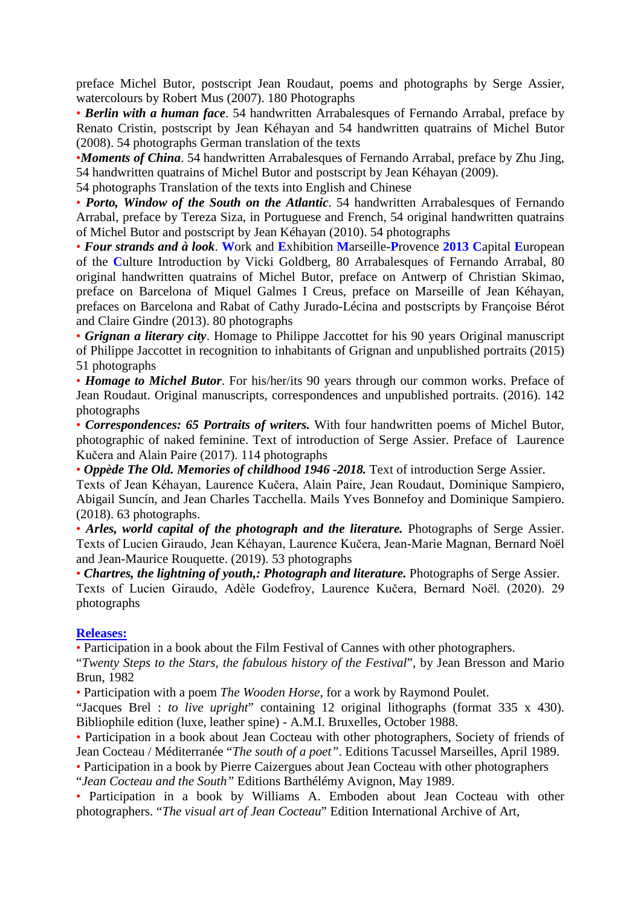preface Michel Butor, postscript Jean Roudaut, poems and photographs by Serge Assier, watercolours by Robert Mus (2007). 180 Photographs

• ***Berlin with a human face***. 54 handwritten Arrabalesques of Fernando Arrabal, preface by Renato Cristin, postscript by Jean Kéhayan and 54 handwritten quatrains of Michel Butor (2008). 54 photographs German translation of the texts

•***Moments of China***. 54 handwritten Arrabalesques of Fernando Arrabal, preface by Zhu Jing, 54 handwritten quatrains of Michel Butor and postscript by Jean Kéhayan (2009).
54 photographs Translation of the texts into English and Chinese

• ***Porto, Window of the South on the Atlantic***. 54 handwritten Arrabalesques of Fernando Arrabal, preface by Tereza Siza, in Portuguese and French, 54 original handwritten quatrains of Michel Butor and postscript by Jean Kéhayan (2010). 54 photographs

• ***Four strands and à look***. **W**ork and **E**xhibition **M**arseille-**P**rovence **2013 C**apital **E**uropean of the **C**ulture Introduction by Vicki Goldberg, 80 Arrabalesques of Fernando Arrabal, 80 original handwritten quatrains of Michel Butor, preface on Antwerp of Christian Skimao, preface on Barcelona of Miquel Galmes I Creus, preface on Marseille of Jean Kéhayan, prefaces on Barcelona and Rabat of Cathy Jurado-Lécina and postscripts by Françoise Bérot and Claire Gindre (2013). 80 photographs

• ***Grignan a literary city***. Homage to Philippe Jaccottet for his 90 years Original manuscript of Philippe Jaccottet in recognition to inhabitants of Grignan and unpublished portraits (2015) 51 photographs

• ***Homage to Michel Butor***. For his/her/its 90 years through our common works. Preface of Jean Roudaut. Original manuscripts, correspondences and unpublished portraits. (2016). 142 photographs

• ***Correspondences: 65 Portraits of writers.*** With four handwritten poems of Michel Butor, photographic of naked feminine. Text of introduction of Serge Assier. Preface of Laurence Kučera and Alain Paire (2017). 114 photographs

• ***Oppède The Old. Memories of childhood 1946 -2018.*** Text of introduction Serge Assier.
Texts of Jean Kéhayan, Laurence Kučera, Alain Paire, Jean Roudaut, Dominique Sampiero, Abigail Suncín, and Jean Charles Tacchella. Mails Yves Bonnefoy and Dominique Sampiero. (2018). 63 photographs.

• ***Arles, world capital of the photograph and the literature.*** Photographs of Serge Assier. Texts of Lucien Giraudo, Jean Kéhayan, Laurence Kučera, Jean-Marie Magnan, Bernard Noël and Jean-Maurice Rouquette. (2019). 53 photographs

• ***Chartres, the lightning of youth,: Photograph and literature.*** Photographs of Serge Assier. Texts of Lucien Giraudo, Adèle Godefroy, Laurence Kučera, Bernard Noël. (2020). 29 photographs

## Releases:

• Participation in a book about the Film Festival of Cannes with other photographers.
"*Twenty Steps to the Stars, the fabulous history of the Festival*", by Jean Bresson and Mario Brun, 1982

• Participation with a poem *The Wooden Horse*, for a work by Raymond Poulet.
"Jacques Brel : *to live upright*" containing 12 original lithographs (format 335 x 430). Bibliophile edition (luxe, leather spine) - A.M.I. Bruxelles, October 1988.

• Participation in a book about Jean Cocteau with other photographers, Society of friends of Jean Cocteau / Méditerranée "*The south of a poet"*. Editions Tacussel Marseilles, April 1989.

• Participation in a book by Pierre Caizergues about Jean Cocteau with other photographers
"*Jean Cocteau and the South"* Editions Barthélémy Avignon, May 1989.

• Participation in a book by Williams A. Emboden about Jean Cocteau with other photographers. "*The visual art of Jean Cocteau*" Edition International Archive of Art,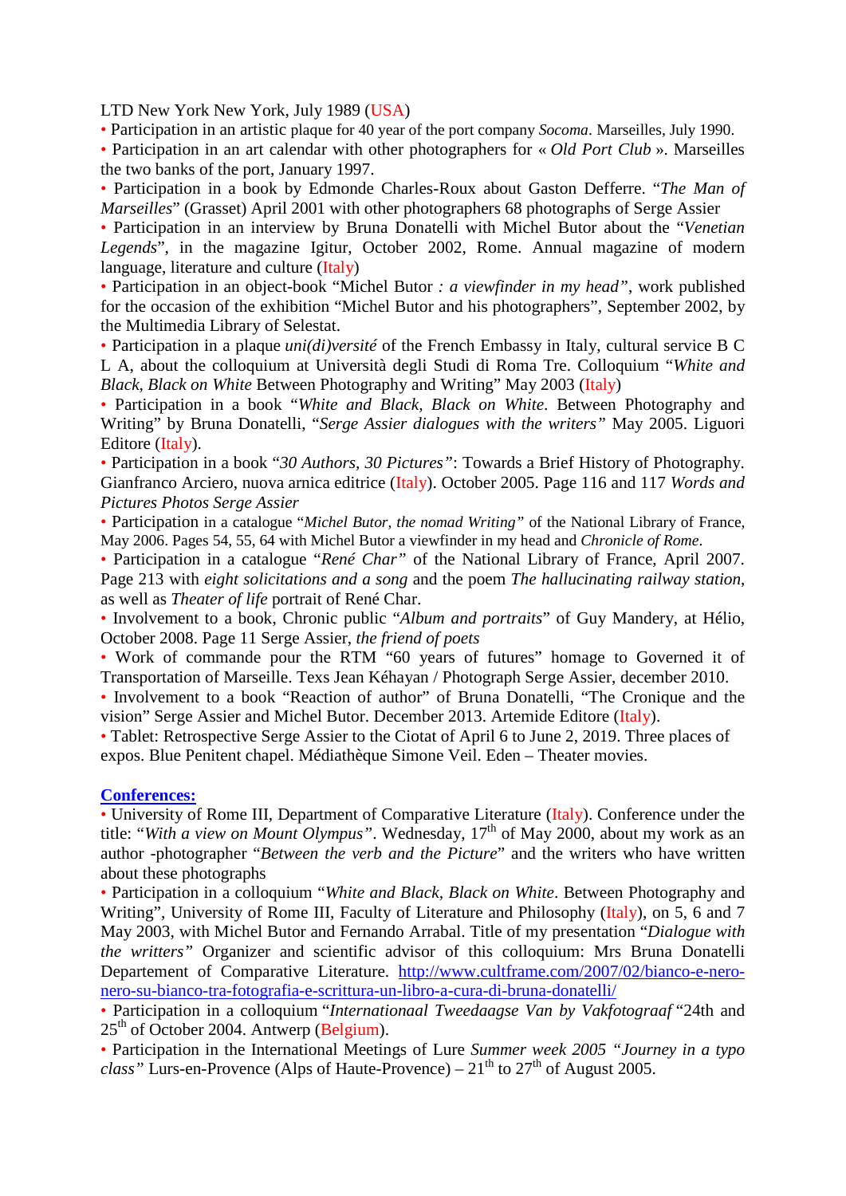LTD New York New York, July 1989 (USA)

• Participation in an artistic plaque for 40 year of the port company *Socoma*. Marseilles, July 1990.

• Participation in an art calendar with other photographers for « *Old Port Club* ». Marseilles the two banks of the port, January 1997.

• Participation in a book by Edmonde Charles-Roux about Gaston Defferre. "*The Man of Marseilles*" (Grasset) April 2001 with other photographers 68 photographs of Serge Assier

• Participation in an interview by Bruna Donatelli with Michel Butor about the "*Venetian Legends*", in the magazine Igitur, October 2002, Rome. Annual magazine of modern language, literature and culture (Italy)

• Participation in an object-book "Michel Butor *: a viewfinder in my head"*, work published for the occasion of the exhibition "Michel Butor and his photographers", September 2002, by the Multimedia Library of Selestat.

• Participation in a plaque *uni(di)versité* of the French Embassy in Italy, cultural service B C L A, about the colloquium at Università degli Studi di Roma Tre. Colloquium "*White and Black, Black on White* Between Photography and Writing" May 2003 (Italy)

• Participation in a book "*White and Black, Black on White*. Between Photography and Writing" by Bruna Donatelli, "*Serge Assier dialogues with the writers"* May 2005. Liguori Editore (Italy).

• Participation in a book "*30 Authors, 30 Pictures"*: Towards a Brief History of Photography. Gianfranco Arciero, nuova arnica editrice (Italy). October 2005. Page 116 and 117 *Words and Pictures Photos Serge Assier*

• Participation in a catalogue "*Michel Butor, the nomad Writing"* of the National Library of France, May 2006. Pages 54, 55, 64 with Michel Butor a viewfinder in my head and *Chronicle of Rome*.

• Participation in a catalogue "*René Char"* of the National Library of France, April 2007. Page 213 with *eight solicitations and a song* and the poem *The hallucinating railway station*, as well as *Theater of life* portrait of René Char.

• Involvement to a book, Chronic public "*Album and portraits*" of Guy Mandery, at Hélio, October 2008. Page 11 Serge Assier, *the friend of poets*

• Work of commande pour the RTM "60 years of futures" homage to Governed it of Transportation of Marseille. Texs Jean Kéhayan / Photograph Serge Assier, december 2010.

• Involvement to a book "Reaction of author" of Bruna Donatelli, "The Cronique and the vision" Serge Assier and Michel Butor. December 2013. Artemide Editore (Italy).

• Tablet: Retrospective Serge Assier to the Ciotat of April 6 to June 2, 2019. Three places of expos. Blue Penitent chapel. Médiathèque Simone Veil. Eden – Theater movies.

**Conferences:**

• University of Rome III, Department of Comparative Literature (Italy). Conference under the title: "*With a view on Mount Olympus"*. Wednesday, 17th of May 2000, about my work as an author -photographer "*Between the verb and the Picture*" and the writers who have written about these photographs

• Participation in a colloquium "*White and Black, Black on White*. Between Photography and Writing", University of Rome III, Faculty of Literature and Philosophy (Italy), on 5, 6 and 7 May 2003, with Michel Butor and Fernando Arrabal. Title of my presentation "*Dialogue with the writters"* Organizer and scientific advisor of this colloquium: Mrs Bruna Donatelli Departement of Comparative Literature. http://www.cultframe.com/2007/02/bianco-e-nero-nero-su-bianco-tra-fotografia-e-scrittura-un-libro-a-cura-di-bruna-donatelli/

• Participation in a colloquium "*Internationaal Tweedaagse Van by Vakfotograaf* "24th and 25th of October 2004. Antwerp (Belgium).

• Participation in the International Meetings of Lure *Summer week 2005 "Journey in a typo class"* Lurs-en-Provence (Alps of Haute-Provence) – 21th to 27th of August 2005.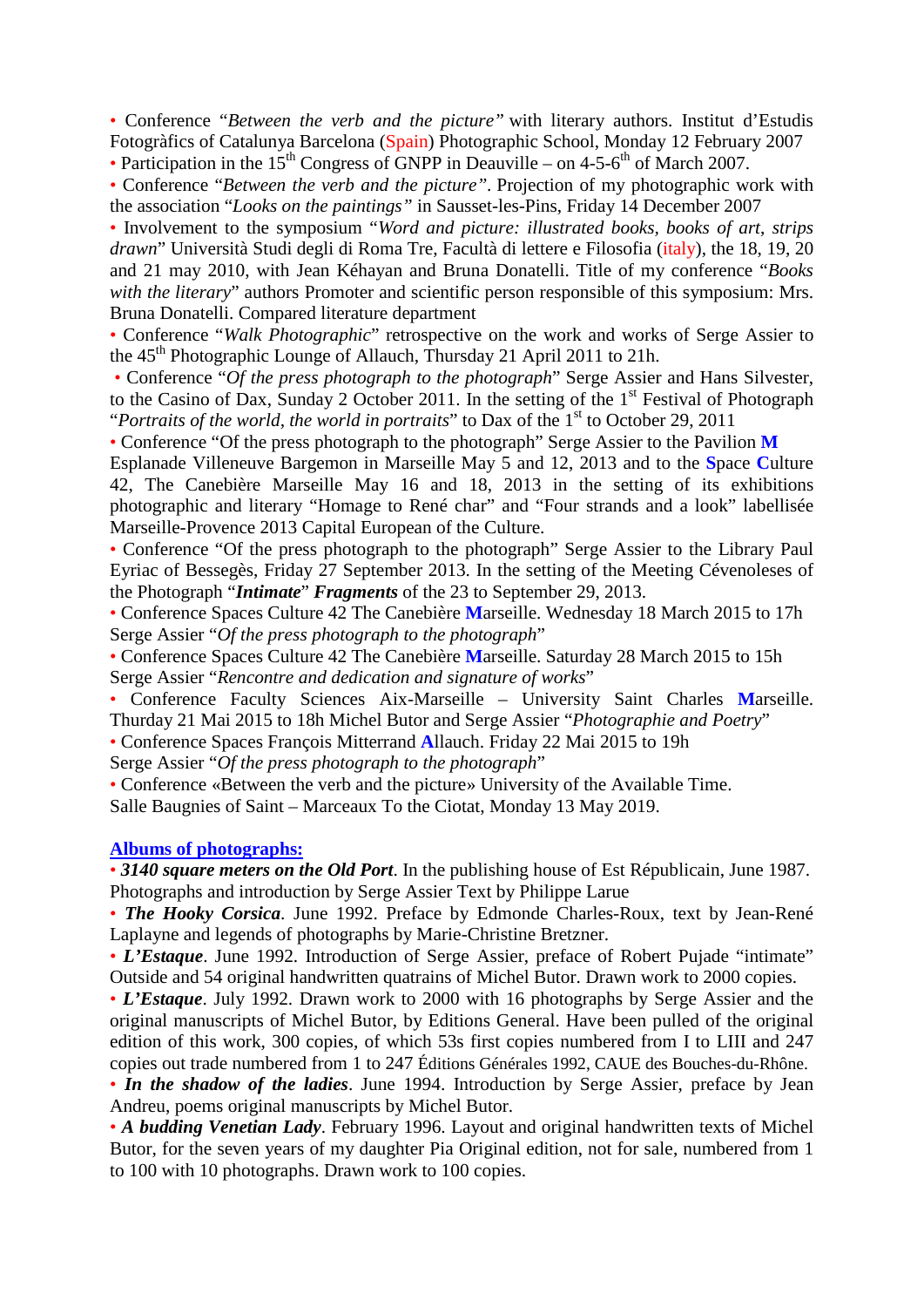• Conference “*Between the verb and the picture”* with literary authors. Institut d’Estudis Fotogràfics of Catalunya Barcelona (Spain) Photographic School, Monday 12 February 2007

• Participation in the 15th Congress of GNPP in Deauville – on 4-5-6th of March 2007.

• Conference “*Between the verb and the picture”*. Projection of my photographic work with the association “*Looks on the paintings”* in Sausset-les-Pins, Friday 14 December 2007

• Involvement to the symposium “*Word and picture: illustrated books, books of art, strips drawn*” Università Studi degli di Roma Tre, Facultà di lettere e Filosofia (italy), the 18, 19, 20 and 21 may 2010, with Jean Kéhayan and Bruna Donatelli. Title of my conference “*Books with the literary*” authors Promoter and scientific person responsible of this symposium: Mrs. Bruna Donatelli. Compared literature department

• Conference “*Walk Photographic*” retrospective on the work and works of Serge Assier to the 45th Photographic Lounge of Allauch, Thursday 21 April 2011 to 21h.

• Conference “*Of the press photograph to the photograph*” Serge Assier and Hans Silvester, to the Casino of Dax, Sunday 2 October 2011. In the setting of the 1st Festival of Photograph “*Portraits of the world, the world in portraits*” to Dax of the 1st to October 29, 2011

• Conference “Of the press photograph to the photograph” Serge Assier to the Pavilion **M** Esplanade Villeneuve Bargemon in Marseille May 5 and 12, 2013 and to the **S**pace **C**ulture 42, The Canebière Marseille May 16 and 18, 2013 in the setting of its exhibitions photographic and literary “Homage to René char” and “Four strands and a look” labellisée Marseille-Provence 2013 Capital European of the Culture.

• Conference “Of the press photograph to the photograph” Serge Assier to the Library Paul Eyriac of Bessegès, Friday 27 September 2013. In the setting of the Meeting Cévenoleses of the Photograph “***Intimate***” ***Fragments*** of the 23 to September 29, 2013.

• Conference Spaces Culture 42 The Canebière **M**arseille. Wednesday 18 March 2015 to 17h Serge Assier “*Of the press photograph to the photograph*”

• Conference Spaces Culture 42 The Canebière **M**arseille. Saturday 28 March 2015 to 15h Serge Assier “*Rencontre and dedication and signature of works*”

• Conference Faculty Sciences Aix-Marseille – University Saint Charles **M**arseille. Thurday 21 Mai 2015 to 18h Michel Butor and Serge Assier “*Photographie and Poetry*”

• Conference Spaces François Mitterrand **A**llauch. Friday 22 Mai 2015 to 19h Serge Assier “*Of the press photograph to the photograph*”

• Conference «Between the verb and the picture» University of the Available Time. Salle Baugnies of Saint – Marceaux To the Ciotat, Monday 13 May 2019.

## Albums of photographs:

• ***3140 square meters on the Old Port***. In the publishing house of Est Républicain, June 1987. Photographs and introduction by Serge Assier Text by Philippe Larue

• ***The Hooky Corsica***. June 1992. Preface by Edmonde Charles-Roux, text by Jean-René Laplayne and legends of photographs by Marie-Christine Bretzner.

• ***L’Estaque***. June 1992. Introduction of Serge Assier, preface of Robert Pujade “intimate” Outside and 54 original handwritten quatrains of Michel Butor. Drawn work to 2000 copies.

• ***L’Estaque***. July 1992. Drawn work to 2000 with 16 photographs by Serge Assier and the original manuscripts of Michel Butor, by Editions General. Have been pulled of the original edition of this work, 300 copies, of which 53s first copies numbered from I to LIII and 247 copies out trade numbered from 1 to 247 Éditions Générales 1992, CAUE des Bouches-du-Rhône.

• ***In the shadow of the ladies***. June 1994. Introduction by Serge Assier, preface by Jean Andreu, poems original manuscripts by Michel Butor.

• ***A budding Venetian Lady***. February 1996. Layout and original handwritten texts of Michel Butor, for the seven years of my daughter Pia Original edition, not for sale, numbered from 1 to 100 with 10 photographs. Drawn work to 100 copies.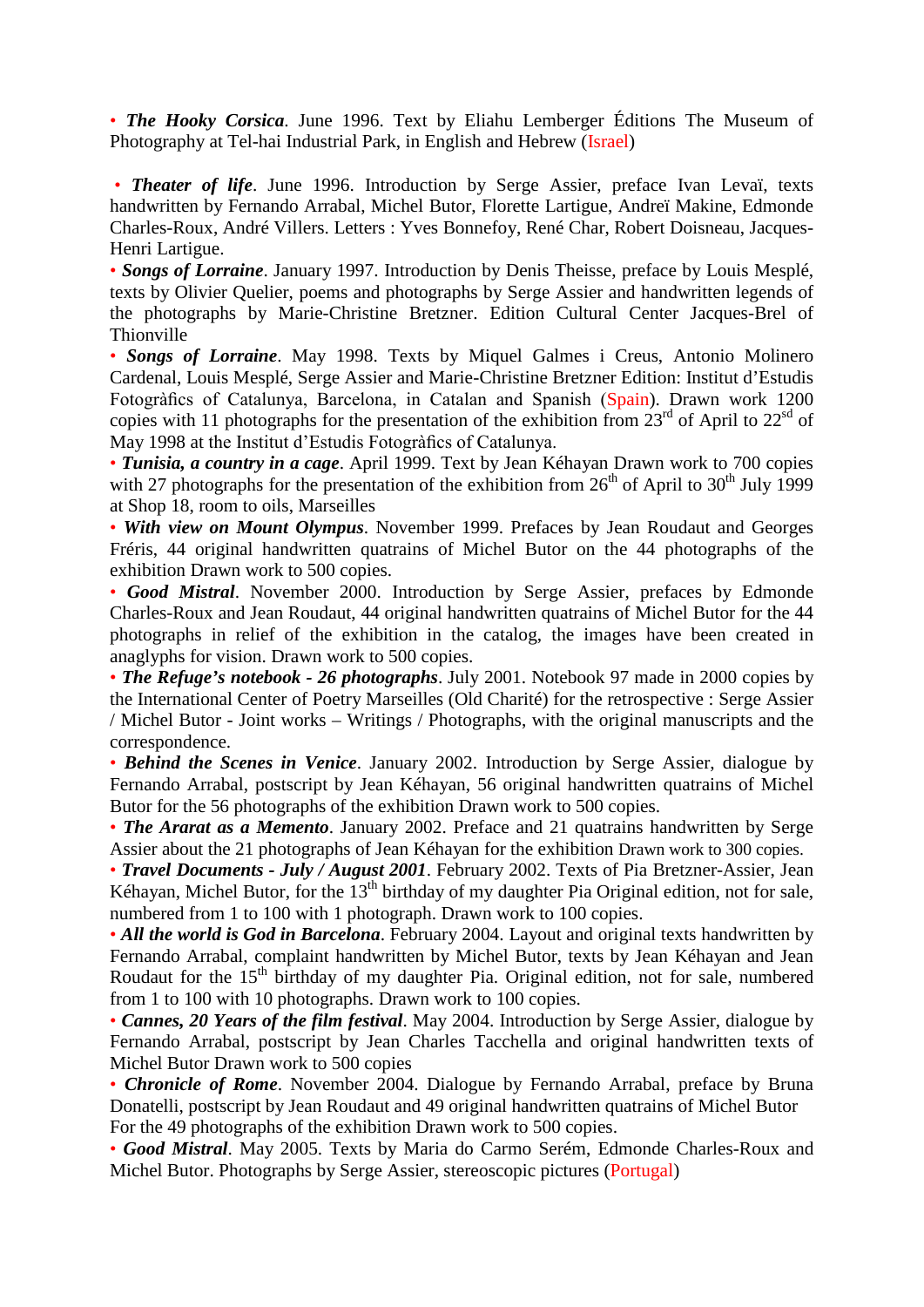• ***The Hooky Corsica***. June 1996. Text by Eliahu Lemberger Éditions The Museum of Photography at Tel-hai Industrial Park, in English and Hebrew (Israel)

• ***Theater of life***. June 1996. Introduction by Serge Assier, preface Ivan Levaï, texts handwritten by Fernando Arrabal, Michel Butor, Florette Lartigue, Andreï Makine, Edmonde Charles-Roux, André Villers. Letters : Yves Bonnefoy, René Char, Robert Doisneau, Jacques-Henri Lartigue.

• ***Songs of Lorraine***. January 1997. Introduction by Denis Theisse, preface by Louis Mesplé, texts by Olivier Quelier, poems and photographs by Serge Assier and handwritten legends of the photographs by Marie-Christine Bretzner. Edition Cultural Center Jacques-Brel of Thionville

• ***Songs of Lorraine***. May 1998. Texts by Miquel Galmes i Creus, Antonio Molinero Cardenal, Louis Mesplé, Serge Assier and Marie-Christine Bretzner Edition: Institut d'Estudis Fotogràfics of Catalunya, Barcelona, in Catalan and Spanish (Spain). Drawn work 1200 copies with 11 photographs for the presentation of the exhibition from 23rd of April to 22sd of May 1998 at the Institut d'Estudis Fotogràfics of Catalunya.

• ***Tunisia, a country in a cage***. April 1999. Text by Jean Kéhayan Drawn work to 700 copies with 27 photographs for the presentation of the exhibition from 26th of April to 30th July 1999 at Shop 18, room to oils, Marseilles

• ***With view on Mount Olympus***. November 1999. Prefaces by Jean Roudaut and Georges Fréris, 44 original handwritten quatrains of Michel Butor on the 44 photographs of the exhibition Drawn work to 500 copies.

• ***Good Mistral***. November 2000. Introduction by Serge Assier, prefaces by Edmonde Charles-Roux and Jean Roudaut, 44 original handwritten quatrains of Michel Butor for the 44 photographs in relief of the exhibition in the catalog, the images have been created in anaglyphs for vision. Drawn work to 500 copies.

• ***The Refuge's notebook - 26 photographs***. July 2001. Notebook 97 made in 2000 copies by the International Center of Poetry Marseilles (Old Charité) for the retrospective : Serge Assier / Michel Butor - Joint works – Writings / Photographs, with the original manuscripts and the correspondence.

• ***Behind the Scenes in Venice***. January 2002. Introduction by Serge Assier, dialogue by Fernando Arrabal, postscript by Jean Kéhayan, 56 original handwritten quatrains of Michel Butor for the 56 photographs of the exhibition Drawn work to 500 copies.

• ***The Ararat as a Memento***. January 2002. Preface and 21 quatrains handwritten by Serge Assier about the 21 photographs of Jean Kéhayan for the exhibition Drawn work to 300 copies.

• ***Travel Documents - July / August 2001***. February 2002. Texts of Pia Bretzner-Assier, Jean Kéhayan, Michel Butor, for the 13th birthday of my daughter Pia Original edition, not for sale, numbered from 1 to 100 with 1 photograph. Drawn work to 100 copies.

• ***All the world is God in Barcelona***. February 2004. Layout and original texts handwritten by Fernando Arrabal, complaint handwritten by Michel Butor, texts by Jean Kéhayan and Jean Roudaut for the 15th birthday of my daughter Pia. Original edition, not for sale, numbered from 1 to 100 with 10 photographs. Drawn work to 100 copies.

• ***Cannes, 20 Years of the film festival***. May 2004. Introduction by Serge Assier, dialogue by Fernando Arrabal, postscript by Jean Charles Tacchella and original handwritten texts of Michel Butor Drawn work to 500 copies

• ***Chronicle of Rome***. November 2004. Dialogue by Fernando Arrabal, preface by Bruna Donatelli, postscript by Jean Roudaut and 49 original handwritten quatrains of Michel Butor For the 49 photographs of the exhibition Drawn work to 500 copies.

• ***Good Mistral***. May 2005. Texts by Maria do Carmo Serém, Edmonde Charles-Roux and Michel Butor. Photographs by Serge Assier, stereoscopic pictures (Portugal)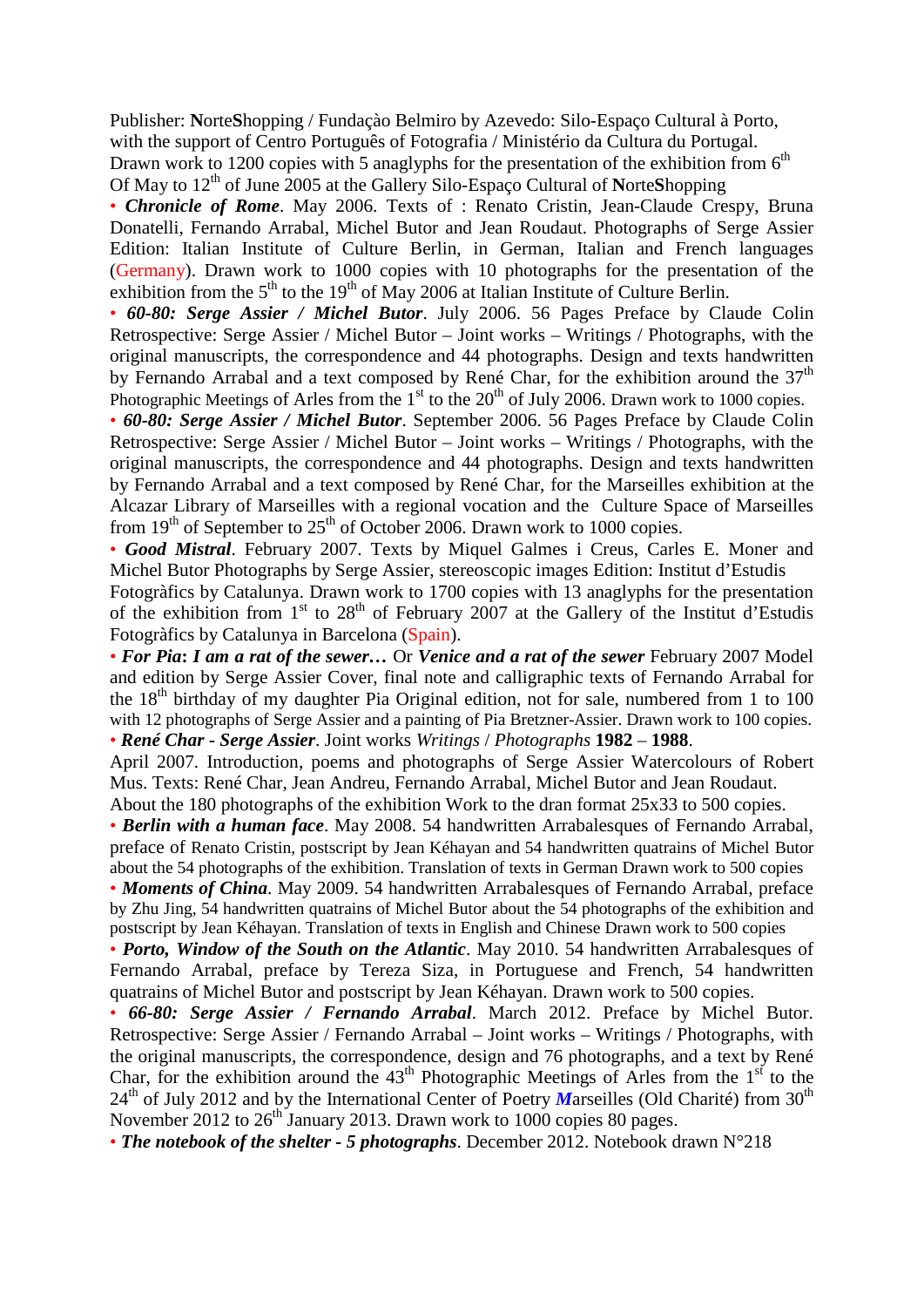Publisher: **N**orte**S**hopping / Fundaçào Belmiro by Azevedo: Silo-Espaço Cultural à Porto, with the support of Centro Português of Fotografia / Ministério da Cultura du Portugal. Drawn work to 1200 copies with 5 anaglyphs for the presentation of the exhibition from 6th Of May to 12th of June 2005 at the Gallery Silo-Espaço Cultural of **N**orte**S**hopping

• ***Chronicle of Rome***. May 2006. Texts of : Renato Cristin, Jean-Claude Crespy, Bruna Donatelli, Fernando Arrabal, Michel Butor and Jean Roudaut. Photographs of Serge Assier Edition: Italian Institute of Culture Berlin, in German, Italian and French languages (Germany). Drawn work to 1000 copies with 10 photographs for the presentation of the exhibition from the 5th to the 19th of May 2006 at Italian Institute of Culture Berlin.

• ***60-80: Serge Assier / Michel Butor***. July 2006. 56 Pages Preface by Claude Colin Retrospective: Serge Assier / Michel Butor – Joint works – Writings / Photographs, with the original manuscripts, the correspondence and 44 photographs. Design and texts handwritten by Fernando Arrabal and a text composed by René Char, for the exhibition around the 37th Photographic Meetings of Arles from the 1st to the 20th of July 2006. Drawn work to 1000 copies.

• ***60-80: Serge Assier / Michel Butor***. September 2006. 56 Pages Preface by Claude Colin Retrospective: Serge Assier / Michel Butor – Joint works – Writings / Photographs, with the original manuscripts, the correspondence and 44 photographs. Design and texts handwritten by Fernando Arrabal and a text composed by René Char, for the Marseilles exhibition at the Alcazar Library of Marseilles with a regional vocation and the Culture Space of Marseilles from 19th of September to 25th of October 2006. Drawn work to 1000 copies.

• ***Good Mistral***. February 2007. Texts by Miquel Galmes i Creus, Carles E. Moner and Michel Butor Photographs by Serge Assier, stereoscopic images Edition: Institut d'Estudis Fotogràfics by Catalunya. Drawn work to 1700 copies with 13 anaglyphs for the presentation of the exhibition from 1st to 28th of February 2007 at the Gallery of the Institut d'Estudis Fotogràfics by Catalunya in Barcelona (Spain).

• ***For Pia*****:** ***I am a rat of the sewer…*** Or ***Venice and a rat of the sewer*** February 2007 Model and edition by Serge Assier Cover, final note and calligraphic texts of Fernando Arrabal for the 18th birthday of my daughter Pia Original edition, not for sale, numbered from 1 to 100 with 12 photographs of Serge Assier and a painting of Pia Bretzner-Assier. Drawn work to 100 copies.

• ***René Char - Serge Assier***. Joint works *Writings* / *Photographs* **1982** – **1988**. April 2007. Introduction, poems and photographs of Serge Assier Watercolours of Robert Mus. Texts: René Char, Jean Andreu, Fernando Arrabal, Michel Butor and Jean Roudaut. About the 180 photographs of the exhibition Work to the dran format 25x33 to 500 copies.

• ***Berlin with a human face***. May 2008. 54 handwritten Arrabalesques of Fernando Arrabal, preface of Renato Cristin, postscript by Jean Kéhayan and 54 handwritten quatrains of Michel Butor about the 54 photographs of the exhibition. Translation of texts in German Drawn work to 500 copies

• ***Moments of China***. May 2009. 54 handwritten Arrabalesques of Fernando Arrabal, preface by Zhu Jing, 54 handwritten quatrains of Michel Butor about the 54 photographs of the exhibition and postscript by Jean Kéhayan. Translation of texts in English and Chinese Drawn work to 500 copies

• ***Porto, Window of the South on the Atlantic***. May 2010. 54 handwritten Arrabalesques of Fernando Arrabal, preface by Tereza Siza, in Portuguese and French, 54 handwritten quatrains of Michel Butor and postscript by Jean Kéhayan. Drawn work to 500 copies.

• ***66-80: Serge Assier / Fernando Arrabal***. March 2012. Preface by Michel Butor. Retrospective: Serge Assier / Fernando Arrabal – Joint works – Writings / Photographs, with the original manuscripts, the correspondence, design and 76 photographs, and a text by René Char, for the exhibition around the 43th Photographic Meetings of Arles from the 1st to the 24th of July 2012 and by the International Center of Poetry ***M***arseilles (Old Charité) from 30th November 2012 to 26th January 2013. Drawn work to 1000 copies 80 pages.

• ***The notebook of the shelter - 5 photographs***. December 2012. Notebook drawn N°218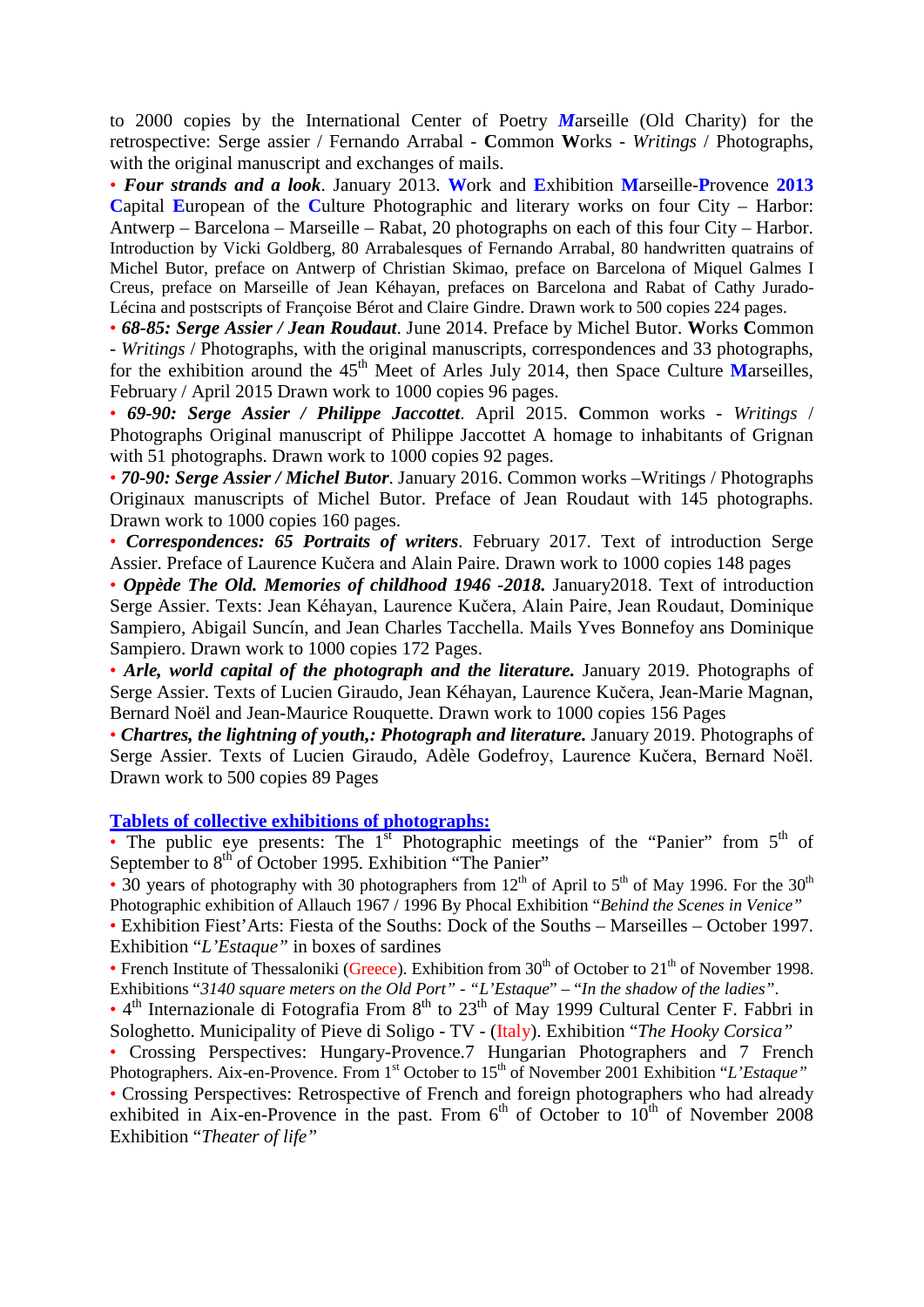to 2000 copies by the International Center of Poetry ***M***arseille (Old Charity) for the retrospective: Serge assier / Fernando Arrabal - **C**ommon **W**orks - *Writings* / Photographs, with the original manuscript and exchanges of mails.

- ***Four strands and a look***. January 2013. **W**ork and **E**xhibition **M**arseille-**P**rovence **2013** **C**apital **E**uropean of the **C**ulture Photographic and literary works on four City – Harbor: Antwerp – Barcelona – Marseille – Rabat, 20 photographs on each of this four City – Harbor. Introduction by Vicki Goldberg, 80 Arrabalesques of Fernando Arrabal, 80 handwritten quatrains of Michel Butor, preface on Antwerp of Christian Skimao, preface on Barcelona of Miquel Galmes I Creus, preface on Marseille of Jean Kéhayan, prefaces on Barcelona and Rabat of Cathy Jurado-Lécina and postscripts of Françoise Bérot and Claire Gindre. Drawn work to 500 copies 224 pages.
- ***68-85: Serge Assier / Jean Roudaut***. June 2014. Preface by Michel Butor. **W**orks **C**ommon - *Writings* / Photographs, with the original manuscripts, correspondences and 33 photographs, for the exhibition around the 45th Meet of Arles July 2014, then Space Culture **M**arseilles, February / April 2015 Drawn work to 1000 copies 96 pages.
- ***69-90: Serge Assier / Philippe Jaccottet***. April 2015. **C**ommon works - *Writings* / Photographs Original manuscript of Philippe Jaccottet A homage to inhabitants of Grignan with 51 photographs. Drawn work to 1000 copies 92 pages.
- ***70-90: Serge Assier / Michel Butor***. January 2016. Common works –Writings / Photographs Originaux manuscripts of Michel Butor. Preface of Jean Roudaut with 145 photographs. Drawn work to 1000 copies 160 pages.
- ***Correspondences: 65 Portraits of writers***. February 2017. Text of introduction Serge Assier. Preface of Laurence Kučera and Alain Paire. Drawn work to 1000 copies 148 pages
- ***Oppède The Old. Memories of childhood 1946 -2018.*** January2018. Text of introduction Serge Assier. Texts: Jean Kéhayan, Laurence Kučera, Alain Paire, Jean Roudaut, Dominique Sampiero, Abigail Suncín, and Jean Charles Tacchella. Mails Yves Bonnefoy ans Dominique Sampiero. Drawn work to 1000 copies 172 Pages.
- ***Arle, world capital of the photograph and the literature.*** January 2019. Photographs of Serge Assier. Texts of Lucien Giraudo, Jean Kéhayan, Laurence Kučera, Jean-Marie Magnan, Bernard Noël and Jean-Maurice Rouquette. Drawn work to 1000 copies 156 Pages
- ***Chartres, the lightning of youth,: Photograph and literature.*** January 2019. Photographs of Serge Assier. Texts of Lucien Giraudo, Adèle Godefroy, Laurence Kučera, Bernard Noël. Drawn work to 500 copies 89 Pages

## Tablets of collective exhibitions of photographs:

- The public eye presents: The 1st Photographic meetings of the "Panier" from 5th of September to 8th of October 1995. Exhibition "The Panier"
- 30 years of photography with 30 photographers from 12th of April to 5th of May 1996. For the 30th Photographic exhibition of Allauch 1967 / 1996 By Phocal Exhibition "*Behind the Scenes in Venice"*
- Exhibition Fiest'Arts: Fiesta of the Souths: Dock of the Souths – Marseilles – October 1997. Exhibition "*L'Estaque"* in boxes of sardines
- French Institute of Thessaloniki (Greece). Exhibition from 30th of October to 21th of November 1998. Exhibitions "*3140 square meters on the Old Port"* - "*L'Estaque*" – "*In the shadow of the ladies"*.
- 4th Internazionale di Fotografia From 8th to 23th of May 1999 Cultural Center F. Fabbri in Sologhetto. Municipality of Pieve di Soligo - TV - (Italy). Exhibition "*The Hooky Corsica"*
- Crossing Perspectives: Hungary-Provence.7 Hungarian Photographers and 7 French Photographers. Aix-en-Provence. From 1st October to 15th of November 2001 Exhibition "*L'Estaque"*
- Crossing Perspectives: Retrospective of French and foreign photographers who had already exhibited in Aix-en-Provence in the past. From 6th of October to 10th of November 2008 Exhibition "*Theater of life"*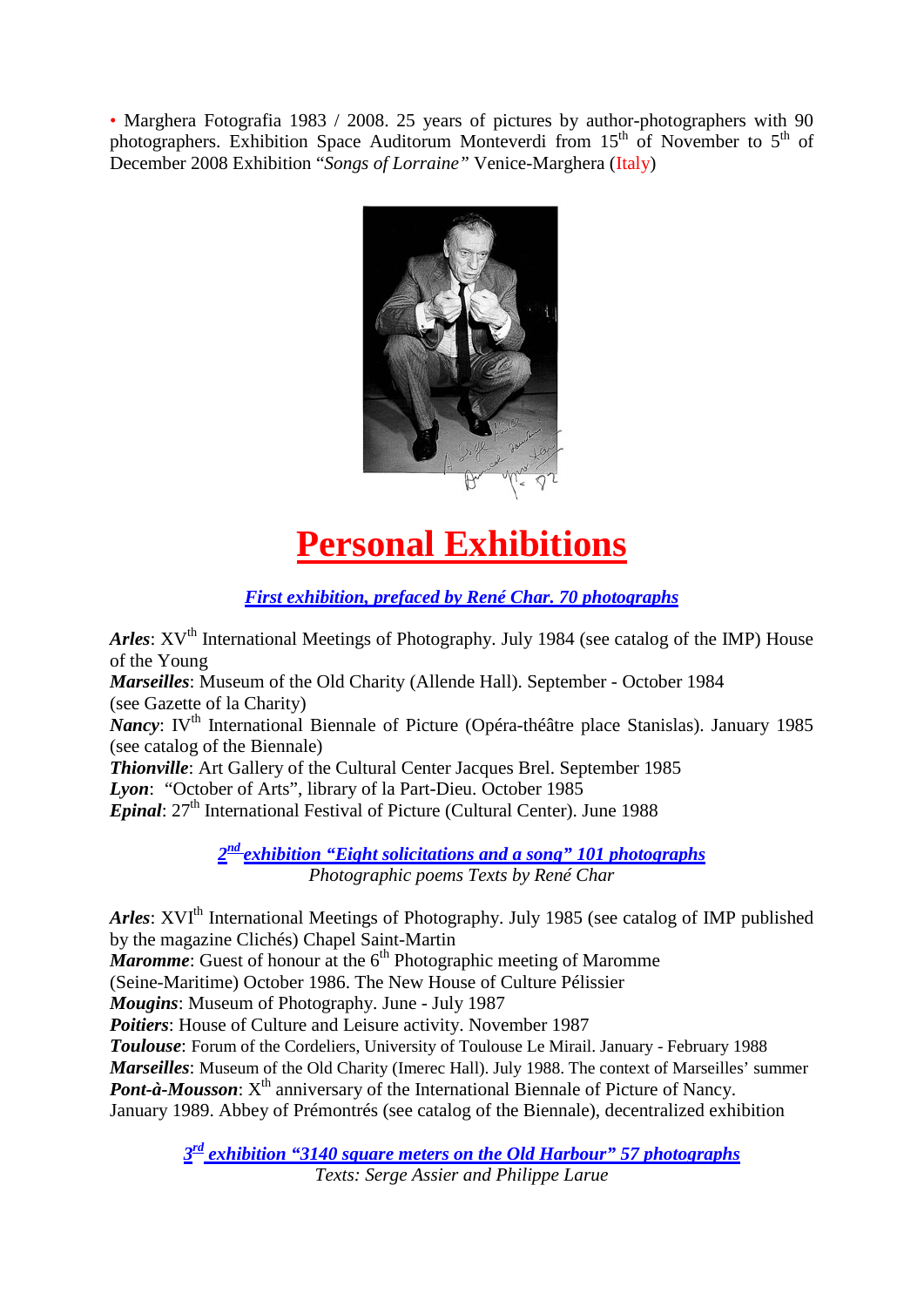• Marghera Fotografia 1983 / 2008. 25 years of pictures by author-photographers with 90 photographers. Exhibition Space Auditorum Monteverdi from 15th of November to 5th of December 2008 Exhibition "*Songs of Lorraine*" Venice-Marghera (Italy)

# Personal Exhibitions

### *First exhibition, prefaced by René Char. 70 photographs*

***Arles***: XVth International Meetings of Photography. July 1984 (see catalog of the IMP) House of the Young
***Marseilles***: Museum of the Old Charity (Allende Hall). September - October 1984 (see Gazette of la Charity)
***Nancy***: IVth International Biennale of Picture (Opéra-théâtre place Stanislas). January 1985 (see catalog of the Biennale)
***Thionville***: Art Gallery of the Cultural Center Jacques Brel. September 1985
***Lyon***: "October of Arts", library of la Part-Dieu. October 1985
***Epinal***: 27th International Festival of Picture (Cultural Center). June 1988

### *2nd exhibition "Eight solicitations and a song" 101 photographs*

*Photographic poems Texts by René Char*

***Arles***: XVIth International Meetings of Photography. July 1985 (see catalog of IMP published by the magazine Clichés) Chapel Saint-Martin
***Maromme***: Guest of honour at the 6th Photographic meeting of Maromme (Seine-Maritime) October 1986. The New House of Culture Pélissier
***Mougins***: Museum of Photography. June - July 1987
***Poitiers***: House of Culture and Leisure activity. November 1987
***Toulouse***: Forum of the Cordeliers, University of Toulouse Le Mirail. January - February 1988
***Marseilles***: Museum of the Old Charity (Imerec Hall). July 1988. The context of Marseilles' summer
***Pont-à-Mousson***: Xth anniversary of the International Biennale of Picture of Nancy. January 1989. Abbey of Prémontrés (see catalog of the Biennale), decentralized exhibition

### *3rd exhibition "3140 square meters on the Old Harbour" 57 photographs*

*Texts: Serge Assier and Philippe Larue*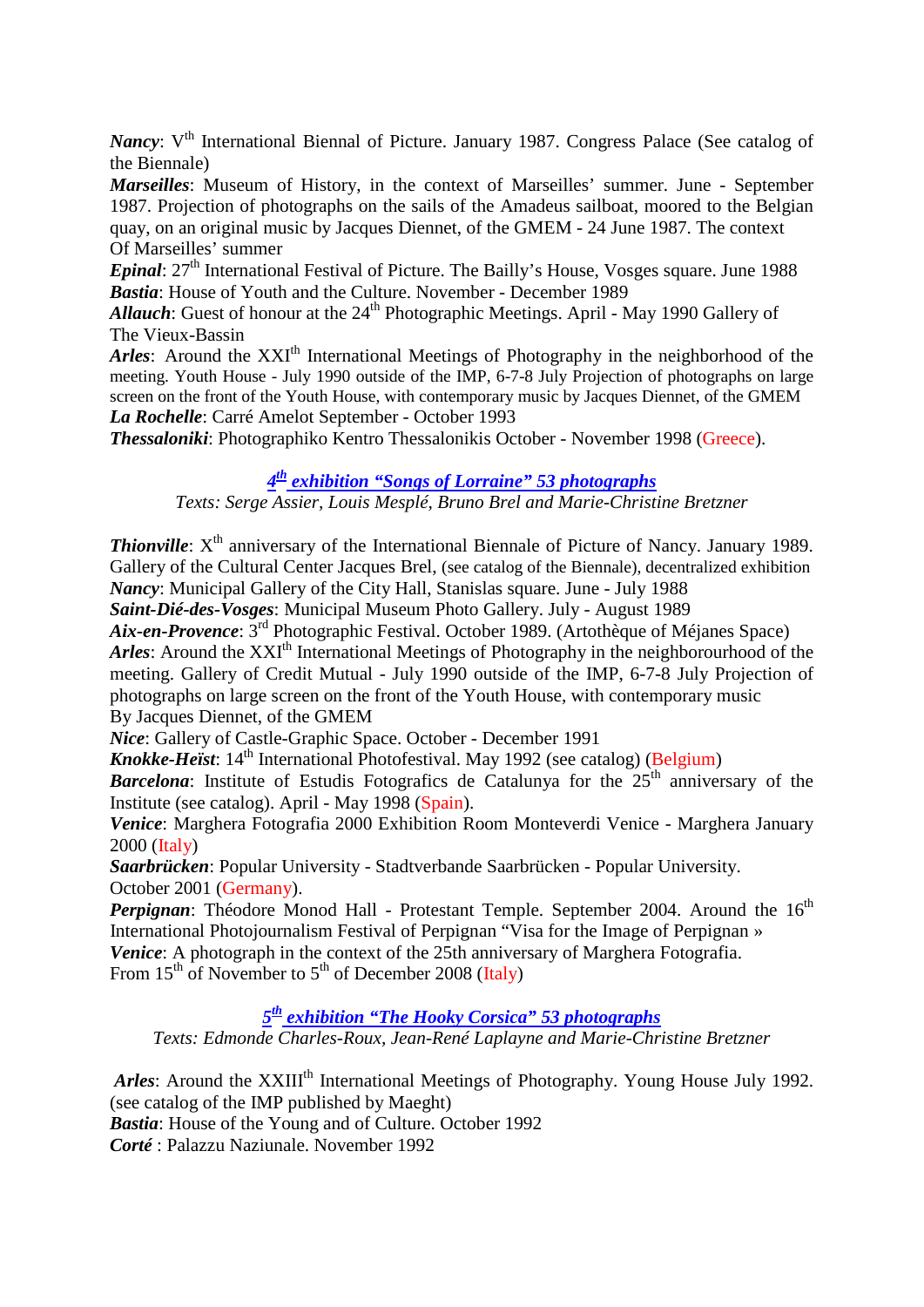***Nancy***: V[th] International Biennal of Picture. January 1987. Congress Palace (See catalog of the Biennale)
***Marseilles***: Museum of History, in the context of Marseilles' summer. June - September 1987. Projection of photographs on the sails of the Amadeus sailboat, moored to the Belgian quay, on an original music by Jacques Diennet, of the GMEM - 24 June 1987. The context Of Marseilles' summer
***Epinal***: 27[th] International Festival of Picture. The Bailly's House, Vosges square. June 1988
***Bastia***: House of Youth and the Culture. November - December 1989
***Allauch***: Guest of honour at the 24[th] Photographic Meetings. April - May 1990 Gallery of The Vieux-Bassin
***Arles***: Around the XXI[th] International Meetings of Photography in the neighborhood of the meeting. Youth House - July 1990 outside of the IMP, 6-7-8 July Projection of photographs on large screen on the front of the Youth House, with contemporary music by Jacques Diennet, of the GMEM
***La Rochelle***: Carré Amelot September - October 1993
***Thessaloniki***: Photographiko Kentro Thessalonikis October - November 1998 (Greece).

### *4[th] exhibition "Songs of Lorraine" 53 photographs*

*Texts: Serge Assier, Louis Mesplé, Bruno Brel and Marie-Christine Bretzner*

***Thionville***: X[th] anniversary of the International Biennale of Picture of Nancy. January 1989. Gallery of the Cultural Center Jacques Brel, (see catalog of the Biennale), decentralized exhibition
***Nancy***: Municipal Gallery of the City Hall, Stanislas square. June - July 1988
***Saint-Dié-des-Vosges***: Municipal Museum Photo Gallery. July - August 1989
***Aix-en-Provence***: 3[rd] Photographic Festival. October 1989. (Artothèque of Méjanes Space)
***Arles***: Around the XXI[th] International Meetings of Photography in the neighborourhood of the meeting. Gallery of Credit Mutual - July 1990 outside of the IMP, 6-7-8 July Projection of photographs on large screen on the front of the Youth House, with contemporary music By Jacques Diennet, of the GMEM
***Nice***: Gallery of Castle-Graphic Space. October - December 1991
***Knokke-Heïst***: 14[th] International Photofestival. May 1992 (see catalog) (Belgium)
***Barcelona***: Institute of Estudis Fotografics de Catalunya for the 25[th] anniversary of the Institute (see catalog). April - May 1998 (Spain).
***Venice***: Marghera Fotografia 2000 Exhibition Room Monteverdi Venice - Marghera January 2000 (Italy)
***Saarbrücken***: Popular University - Stadtverbande Saarbrücken - Popular University. October 2001 (Germany).
***Perpignan***: Théodore Monod Hall - Protestant Temple. September 2004. Around the 16[th] International Photojournalism Festival of Perpignan "Visa for the Image of Perpignan »
***Venice***: A photograph in the context of the 25th anniversary of Marghera Fotografia. From 15[th] of November to 5[th] of December 2008 (Italy)

### *5[th] exhibition "The Hooky Corsica" 53 photographs*

*Texts: Edmonde Charles-Roux, Jean-René Laplayne and Marie-Christine Bretzner*

***Arles***: Around the XXIII[th] International Meetings of Photography. Young House July 1992. (see catalog of the IMP published by Maeght)
***Bastia***: House of the Young and of Culture. October 1992
***Corté*** : Palazzu Naziunale. November 1992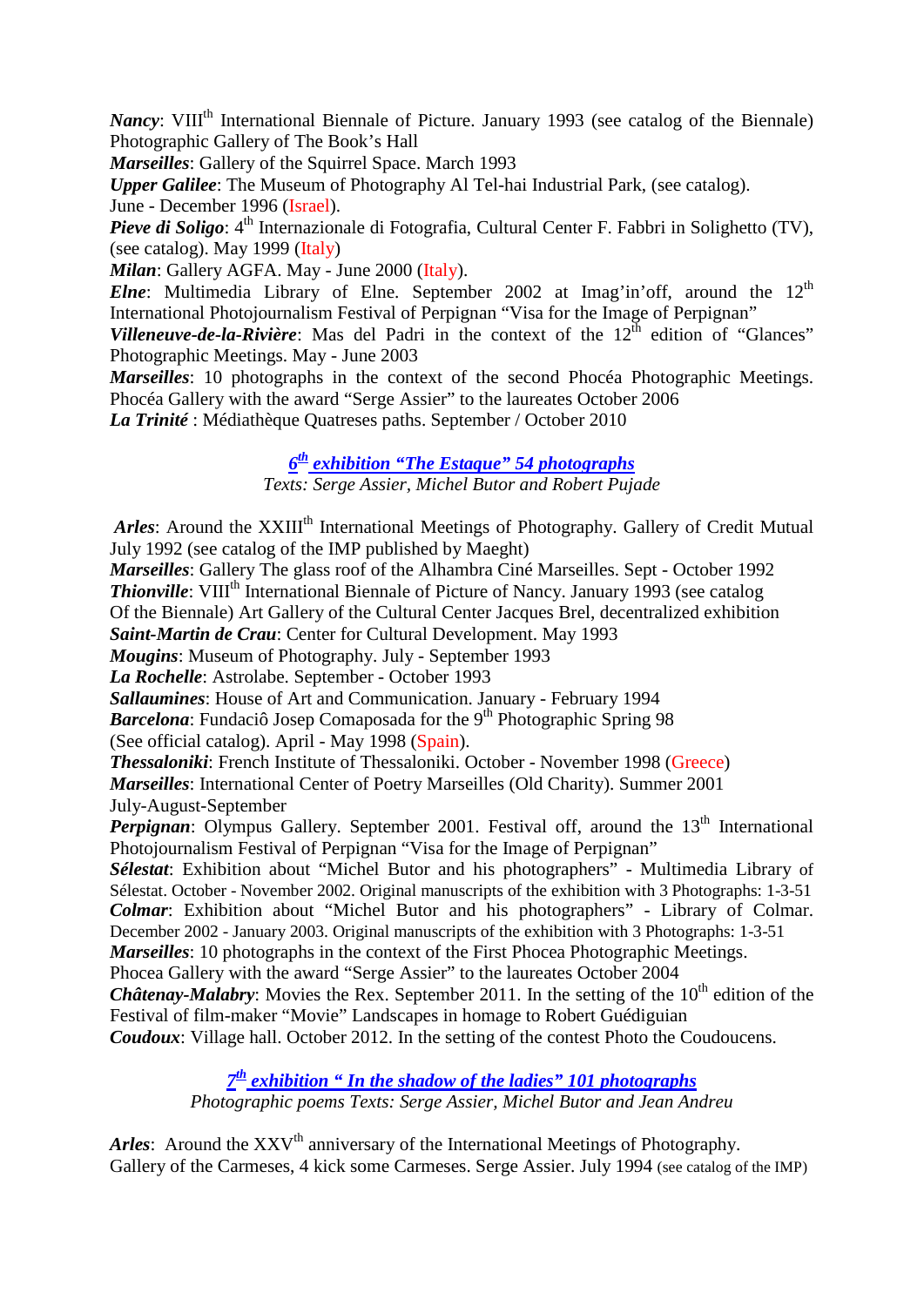***Nancy***: VIII[th] International Biennale of Picture. January 1993 (see catalog of the Biennale) Photographic Gallery of The Book's Hall

***Marseilles***: Gallery of the Squirrel Space. March 1993

***Upper Galilee***: The Museum of Photography Al Tel-hai Industrial Park, (see catalog). June - December 1996 (Israel).

***Pieve di Soligo***: 4[th] Internazionale di Fotografia, Cultural Center F. Fabbri in Solighetto (TV), (see catalog). May 1999 (Italy)

***Milan***: Gallery AGFA. May - June 2000 (Italy).

***Elne***: Multimedia Library of Elne. September 2002 at Imag'in'off, around the 12[th] International Photojournalism Festival of Perpignan "Visa for the Image of Perpignan"

***Villeneuve-de-la-Rivière***: Mas del Padri in the context of the 12[th] edition of "Glances" Photographic Meetings. May - June 2003

***Marseilles***: 10 photographs in the context of the second Phocéa Photographic Meetings. Phocéa Gallery with the award "Serge Assier" to the laureates October 2006

***La Trinité*** : Médiathèque Quatreses paths. September / October 2010

## *6[th] exhibition "The Estaque" 54 photographs*

*Texts: Serge Assier, Michel Butor and Robert Pujade*

***Arles***: Around the XXIII[th] International Meetings of Photography. Gallery of Credit Mutual July 1992 (see catalog of the IMP published by Maeght)

***Marseilles***: Gallery The glass roof of the Alhambra Ciné Marseilles. Sept - October 1992

***Thionville***: VIII[th] International Biennale of Picture of Nancy. January 1993 (see catalog Of the Biennale) Art Gallery of the Cultural Center Jacques Brel, decentralized exhibition

***Saint-Martin de Crau***: Center for Cultural Development. May 1993

***Mougins***: Museum of Photography. July - September 1993

***La Rochelle***: Astrolabe. September - October 1993

***Sallaumines***: House of Art and Communication. January - February 1994

***Barcelona***: Fundaciô Josep Comaposada for the 9[th] Photographic Spring 98 (See official catalog). April - May 1998 (Spain).

***Thessaloniki***: French Institute of Thessaloniki. October - November 1998 (Greece)

***Marseilles***: International Center of Poetry Marseilles (Old Charity). Summer 2001 July-August-September

***Perpignan***: Olympus Gallery. September 2001. Festival off, around the 13[th] International Photojournalism Festival of Perpignan "Visa for the Image of Perpignan"

***Sélestat***: Exhibition about "Michel Butor and his photographers" - Multimedia Library of Sélestat. October - November 2002. Original manuscripts of the exhibition with 3 Photographs: 1-3-51

***Colmar***: Exhibition about "Michel Butor and his photographers" - Library of Colmar. December 2002 - January 2003. Original manuscripts of the exhibition with 3 Photographs: 1-3-51

***Marseilles***: 10 photographs in the context of the First Phocea Photographic Meetings. Phocea Gallery with the award "Serge Assier" to the laureates October 2004

***Châtenay-Malabry***: Movies the Rex. September 2011. In the setting of the 10[th] edition of the Festival of film-maker "Movie" Landscapes in homage to Robert Guédiguian

***Coudoux***: Village hall. October 2012. In the setting of the contest Photo the Coudoucens.

## *7[th] exhibition " In the shadow of the ladies" 101 photographs*

*Photographic poems Texts: Serge Assier, Michel Butor and Jean Andreu*

***Arles***: Around the XXV[th] anniversary of the International Meetings of Photography. Gallery of the Carmeses, 4 kick some Carmeses. Serge Assier. July 1994 (see catalog of the IMP)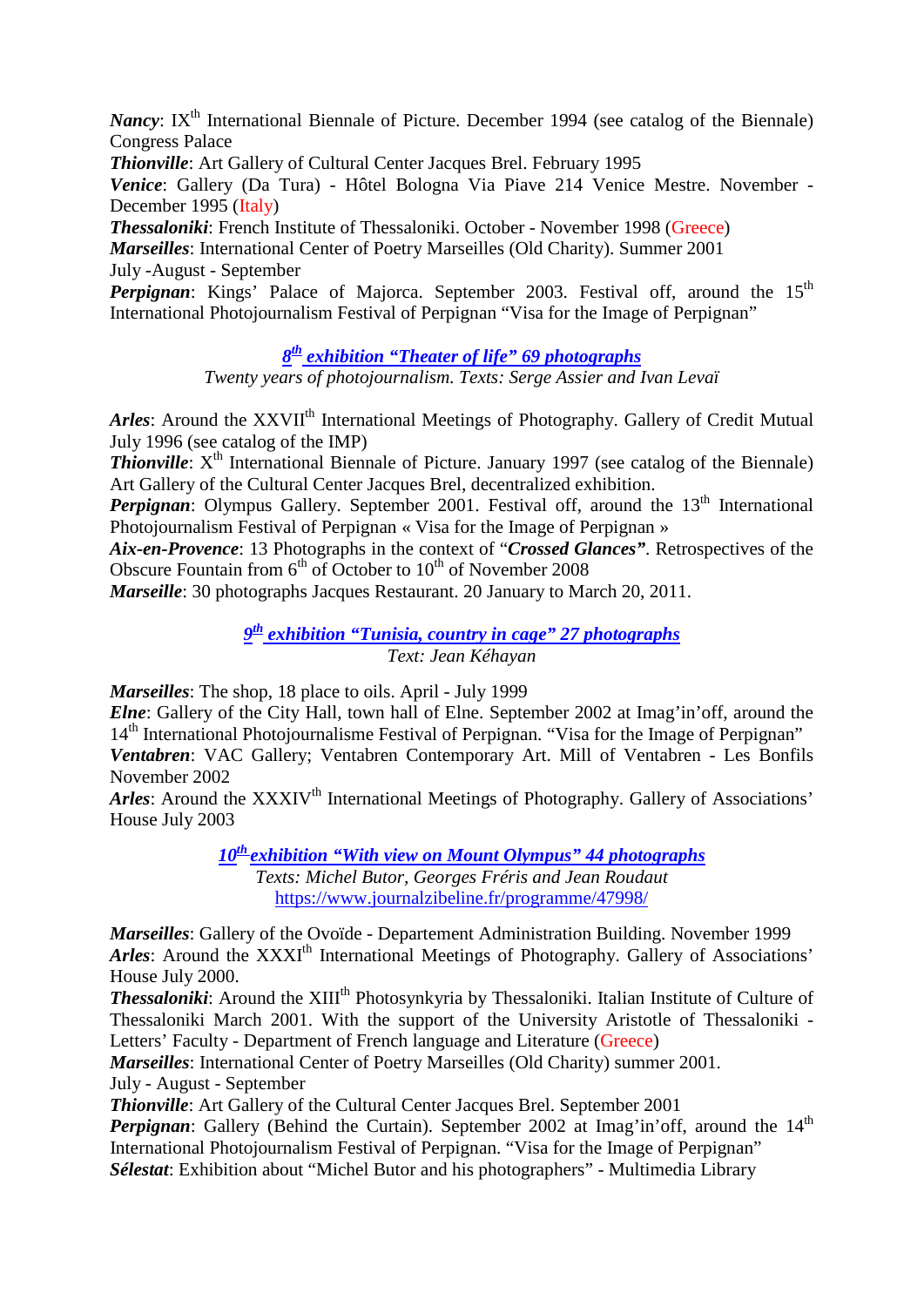***Nancy***: IXth International Biennale of Picture. December 1994 (see catalog of the Biennale) Congress Palace

***Thionville***: Art Gallery of Cultural Center Jacques Brel. February 1995

***Venice***: Gallery (Da Tura) - Hôtel Bologna Via Piave 214 Venice Mestre. November - December 1995 (Italy)

***Thessaloniki***: French Institute of Thessaloniki. October - November 1998 (Greece)

***Marseilles***: International Center of Poetry Marseilles (Old Charity). Summer 2001
July -August - September

***Perpignan***: Kings' Palace of Majorca. September 2003. Festival off, around the 15th International Photojournalism Festival of Perpignan "Visa for the Image of Perpignan"

### ***8th exhibition "Theater of life" 69 photographs***

*Twenty years of photojournalism. Texts: Serge Assier and Ivan Levaï*

***Arles***: Around the XXVIIth International Meetings of Photography. Gallery of Credit Mutual July 1996 (see catalog of the IMP)

***Thionville***: Xth International Biennale of Picture. January 1997 (see catalog of the Biennale) Art Gallery of the Cultural Center Jacques Brel, decentralized exhibition.

***Perpignan***: Olympus Gallery. September 2001. Festival off, around the 13th International Photojournalism Festival of Perpignan « Visa for the Image of Perpignan »

***Aix-en-Provence***: 13 Photographs in the context of "***Crossed Glances***". Retrospectives of the Obscure Fountain from 6th of October to 10th of November 2008

***Marseille***: 30 photographs Jacques Restaurant. 20 January to March 20, 2011.

### ***9th exhibition "Tunisia, country in cage" 27 photographs***

*Text: Jean Kéhayan*

***Marseilles***: The shop, 18 place to oils. April - July 1999

***Elne***: Gallery of the City Hall, town hall of Elne. September 2002 at Imag'in'off, around the 14th International Photojournalisme Festival of Perpignan. "Visa for the Image of Perpignan"

***Ventabren***: VAC Gallery; Ventabren Contemporary Art. Mill of Ventabren - Les Bonfils November 2002

***Arles***: Around the XXXIVth International Meetings of Photography. Gallery of Associations' House July 2003

### ***10th exhibition "With view on Mount Olympus" 44 photographs***

*Texts: Michel Butor, Georges Fréris and Jean Roudaut*

https://www.journalzibeline.fr/programme/47998/

***Marseilles***: Gallery of the Ovoïde - Departement Administration Building. November 1999

***Arles***: Around the XXXIth International Meetings of Photography. Gallery of Associations' House July 2000.

***Thessaloniki***: Around the XIIIth Photosynkyria by Thessaloniki. Italian Institute of Culture of Thessaloniki March 2001. With the support of the University Aristotle of Thessaloniki - Letters' Faculty - Department of French language and Literature (Greece)

***Marseilles***: International Center of Poetry Marseilles (Old Charity) summer 2001.
July - August - September

***Thionville***: Art Gallery of the Cultural Center Jacques Brel. September 2001

***Perpignan***: Gallery (Behind the Curtain). September 2002 at Imag'in'off, around the 14th International Photojournalism Festival of Perpignan. "Visa for the Image of Perpignan"

***Sélestat***: Exhibition about "Michel Butor and his photographers" - Multimedia Library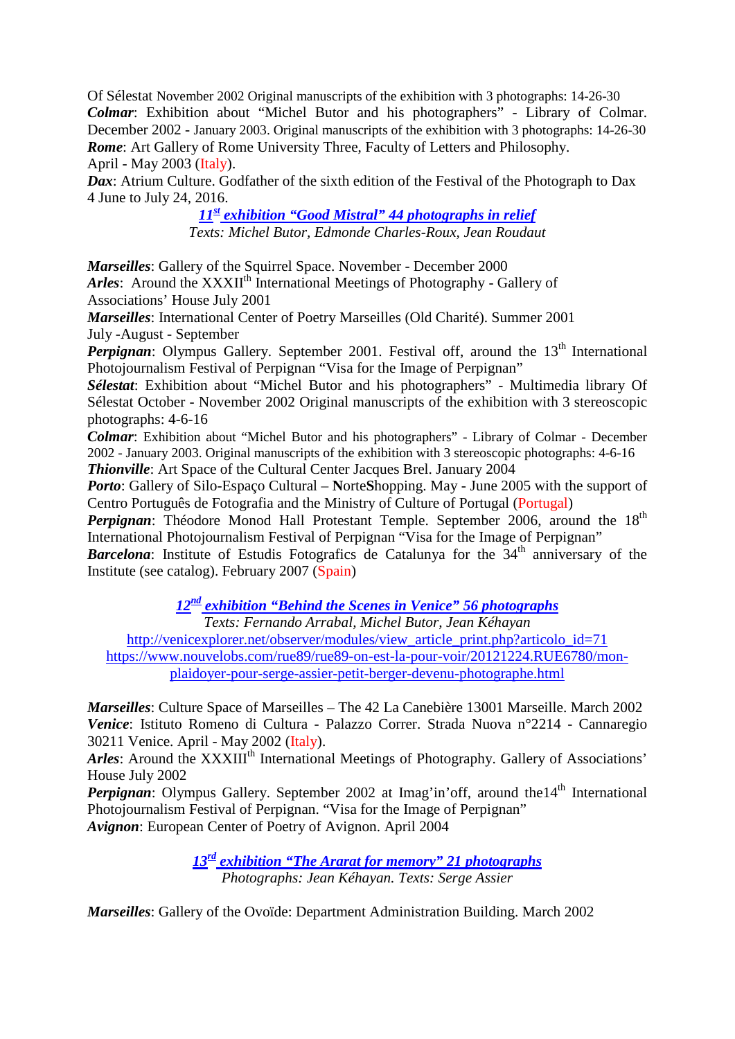Of Sélestat November 2002 Original manuscripts of the exhibition with 3 photographs: 14-26-30

***Colmar***: Exhibition about "Michel Butor and his photographers" - Library of Colmar. December 2002 - January 2003. Original manuscripts of the exhibition with 3 photographs: 14-26-30

***Rome***: Art Gallery of Rome University Three, Faculty of Letters and Philosophy. April - May 2003 (Italy).

***Dax***: Atrium Culture. Godfather of the sixth edition of the Festival of the Photograph to Dax 4 June to July 24, 2016.

### ***11st exhibition "Good Mistral" 44 photographs in relief***

*Texts: Michel Butor, Edmonde Charles-Roux, Jean Roudaut*

***Marseilles***: Gallery of the Squirrel Space. November - December 2000

***Arles***: Around the XXXIIth International Meetings of Photography - Gallery of Associations' House July 2001

***Marseilles***: International Center of Poetry Marseilles (Old Charité). Summer 2001 July -August - September

***Perpignan***: Olympus Gallery. September 2001. Festival off, around the 13th International Photojournalism Festival of Perpignan "Visa for the Image of Perpignan"

***Sélestat***: Exhibition about "Michel Butor and his photographers" - Multimedia library Of Sélestat October - November 2002 Original manuscripts of the exhibition with 3 stereoscopic photographs: 4-6-16

***Colmar***: Exhibition about "Michel Butor and his photographers" - Library of Colmar - December 2002 - January 2003. Original manuscripts of the exhibition with 3 stereoscopic photographs: 4-6-16

***Thionville***: Art Space of the Cultural Center Jacques Brel. January 2004

***Porto***: Gallery of Silo-Espaço Cultural – **N**orte**S**hopping. May - June 2005 with the support of Centro Português de Fotografia and the Ministry of Culture of Portugal (Portugal)

***Perpignan***: Théodore Monod Hall Protestant Temple. September 2006, around the 18th International Photojournalism Festival of Perpignan "Visa for the Image of Perpignan"

***Barcelona***: Institute of Estudis Fotografics de Catalunya for the 34th anniversary of the Institute (see catalog). February 2007 (Spain)

### ***12nd exhibition "Behind the Scenes in Venice" 56 photographs***

*Texts: Fernando Arrabal, Michel Butor, Jean Kéhayan*

http://venicexplorer.net/observer/modules/view_article_print.php?articolo_id=71

https://www.nouvelobs.com/rue89/rue89-on-est-la-pour-voir/20121224.RUE6780/mon-plaidoyer-pour-serge-assier-petit-berger-devenu-photographe.html

***Marseilles***: Culture Space of Marseilles – The 42 La Canebière 13001 Marseille. March 2002

***Venice***: Istituto Romeno di Cultura - Palazzo Correr. Strada Nuova n°2214 - Cannaregio 30211 Venice. April - May 2002 (Italy).

***Arles***: Around the XXXIIIth International Meetings of Photography. Gallery of Associations' House July 2002

***Perpignan***: Olympus Gallery. September 2002 at Imag'in'off, around the14th International Photojournalism Festival of Perpignan. "Visa for the Image of Perpignan"

***Avignon***: European Center of Poetry of Avignon. April 2004

### ***13rd exhibition "The Ararat for memory" 21 photographs***

*Photographs: Jean Kéhayan. Texts: Serge Assier*

***Marseilles***: Gallery of the Ovoïde: Department Administration Building. March 2002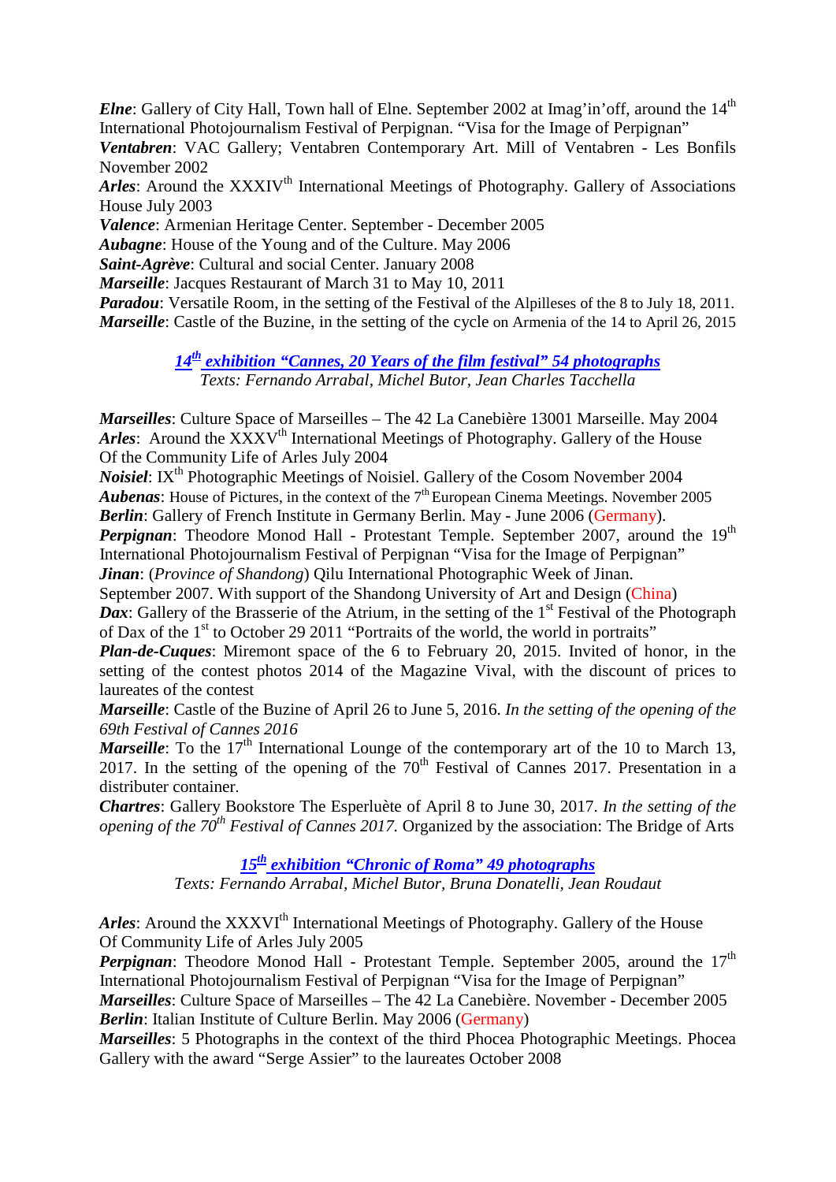***Elne***: Gallery of City Hall, Town hall of Elne. September 2002 at Imag'in'off, around the 14th International Photojournalism Festival of Perpignan. "Visa for the Image of Perpignan"
***Ventabren***: VAC Gallery; Ventabren Contemporary Art. Mill of Ventabren - Les Bonfils November 2002
***Arles***: Around the XXXIVth International Meetings of Photography. Gallery of Associations House July 2003
***Valence***: Armenian Heritage Center. September - December 2005
***Aubagne***: House of the Young and of the Culture. May 2006
***Saint-Agrève***: Cultural and social Center. January 2008
***Marseille***: Jacques Restaurant of March 31 to May 10, 2011
***Paradou***: Versatile Room, in the setting of the Festival of the Alpilleses of the 8 to July 18, 2011.
***Marseille***: Castle of the Buzine, in the setting of the cycle on Armenia of the 14 to April 26, 2015

***14th exhibition "Cannes, 20 Years of the film festival" 54 photographs***
*Texts: Fernando Arrabal, Michel Butor, Jean Charles Tacchella*

***Marseilles***: Culture Space of Marseilles – The 42 La Canebière 13001 Marseille. May 2004
***Arles***: Around the XXXVth International Meetings of Photography. Gallery of the House Of the Community Life of Arles July 2004
***Noisiel***: IXth Photographic Meetings of Noisiel. Gallery of the Cosom November 2004
***Aubenas***: House of Pictures, in the context of the 7th European Cinema Meetings. November 2005
***Berlin***: Gallery of French Institute in Germany Berlin. May - June 2006 (Germany).
***Perpignan***: Theodore Monod Hall - Protestant Temple. September 2007, around the 19th International Photojournalism Festival of Perpignan "Visa for the Image of Perpignan"
***Jinan***: (*Province of Shandong*) Qilu International Photographic Week of Jinan. September 2007. With support of the Shandong University of Art and Design (China)
***Dax***: Gallery of the Brasserie of the Atrium, in the setting of the 1st Festival of the Photograph of Dax of the 1st to October 29 2011 "Portraits of the world, the world in portraits"
***Plan-de-Cuques***: Miremont space of the 6 to February 20, 2015. Invited of honor, in the setting of the contest photos 2014 of the Magazine Vival, with the discount of prices to laureates of the contest
***Marseille***: Castle of the Buzine of April 26 to June 5, 2016. *In the setting of the opening of the 69th Festival of Cannes 2016*
***Marseille***: To the 17th International Lounge of the contemporary art of the 10 to March 13, 2017. In the setting of the opening of the 70th Festival of Cannes 2017. Presentation in a distributer container.
***Chartres***: Gallery Bookstore The Esperluète of April 8 to June 30, 2017. *In the setting of the opening of the 70th Festival of Cannes 2017.* Organized by the association: The Bridge of Arts

***15th exhibition "Chronic of Roma" 49 photographs***
*Texts: Fernando Arrabal, Michel Butor, Bruna Donatelli, Jean Roudaut*

***Arles***: Around the XXXVIth International Meetings of Photography. Gallery of the House Of Community Life of Arles July 2005
***Perpignan***: Theodore Monod Hall - Protestant Temple. September 2005, around the 17th International Photojournalism Festival of Perpignan "Visa for the Image of Perpignan"
***Marseilles***: Culture Space of Marseilles – The 42 La Canebière. November - December 2005
***Berlin***: Italian Institute of Culture Berlin. May 2006 (Germany)
***Marseilles***: 5 Photographs in the context of the third Phocea Photographic Meetings. Phocea Gallery with the award "Serge Assier" to the laureates October 2008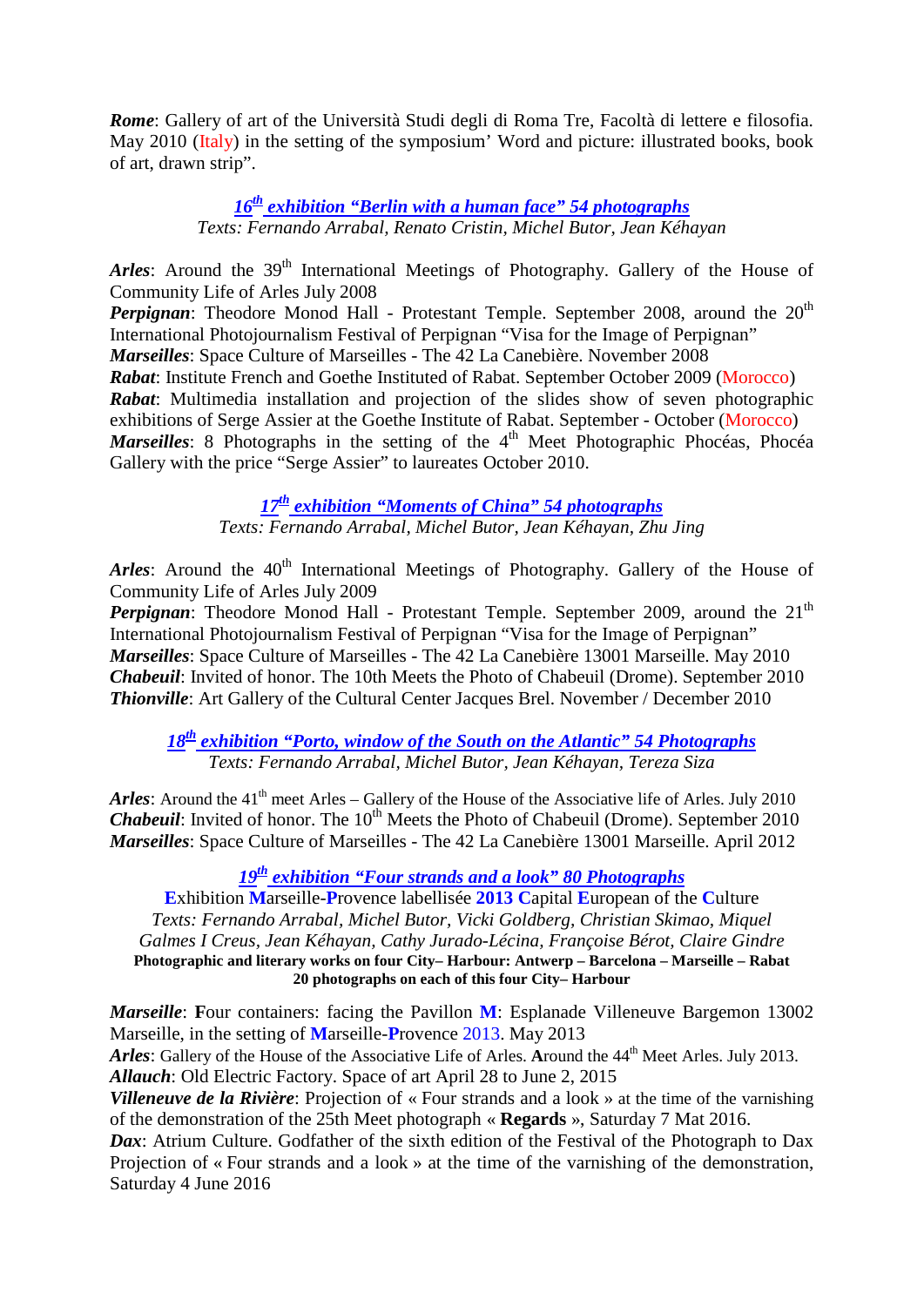***Rome***: Gallery of art of the Università Studi degli di Roma Tre, Facoltà di lettere e filosofia. May 2010 (Italy) in the setting of the symposium' Word and picture: illustrated books, book of art, drawn strip".

### ***16th exhibition "Berlin with a human face" 54 photographs***

*Texts: Fernando Arrabal, Renato Cristin, Michel Butor, Jean Kéhayan*

***Arles***: Around the 39th International Meetings of Photography. Gallery of the House of Community Life of Arles July 2008
***Perpignan***: Theodore Monod Hall - Protestant Temple. September 2008, around the 20th International Photojournalism Festival of Perpignan "Visa for the Image of Perpignan"
***Marseilles***: Space Culture of Marseilles - The 42 La Canebière. November 2008
***Rabat***: Institute French and Goethe Instituted of Rabat. September October 2009 (Morocco)
***Rabat***: Multimedia installation and projection of the slides show of seven photographic exhibitions of Serge Assier at the Goethe Institute of Rabat. September - October (Morocco)
***Marseilles***: 8 Photographs in the setting of the 4th Meet Photographic Phocéas, Phocéa Gallery with the price "Serge Assier" to laureates October 2010.

### ***17th exhibition "Moments of China" 54 photographs***

*Texts: Fernando Arrabal, Michel Butor, Jean Kéhayan, Zhu Jing*

***Arles***: Around the 40th International Meetings of Photography. Gallery of the House of Community Life of Arles July 2009
***Perpignan***: Theodore Monod Hall - Protestant Temple. September 2009, around the 21th International Photojournalism Festival of Perpignan "Visa for the Image of Perpignan"
***Marseilles***: Space Culture of Marseilles - The 42 La Canebière 13001 Marseille. May 2010
***Chabeuil***: Invited of honor. The 10th Meets the Photo of Chabeuil (Drome). September 2010
***Thionville***: Art Gallery of the Cultural Center Jacques Brel. November / December 2010

### ***18th exhibition "Porto, window of the South on the Atlantic" 54 Photographs***

*Texts: Fernando Arrabal, Michel Butor, Jean Kéhayan, Tereza Siza*

***Arles***: Around the 41th meet Arles – Gallery of the House of the Associative life of Arles. July 2010
***Chabeuil***: Invited of honor. The 10th Meets the Photo of Chabeuil (Drome). September 2010
***Marseilles***: Space Culture of Marseilles - The 42 La Canebière 13001 Marseille. April 2012

### ***19th exhibition "Four strands and a look" 80 Photographs***

**E**xhibition **M**arseille-**P**rovence labellisée **2013** **C**apital **E**uropean of the **C**ulture

*Texts: Fernando Arrabal, Michel Butor, Vicki Goldberg, Christian Skimao, Miquel Galmes I Creus, Jean Kéhayan, Cathy Jurado-Lécina, Françoise Bérot, Claire Gindre*

**Photographic and literary works on four City– Harbour: Antwerp – Barcelona – Marseille – Rabat**
**20 photographs on each of this four City– Harbour**

***Marseille***: **F**our containers: facing the Pavillon **M**: Esplanade Villeneuve Bargemon 13002 Marseille, in the setting of **M**arseille-**P**rovence 2013. May 2013
***Arles***: Gallery of the House of the Associative Life of Arles. **A**round the 44th Meet Arles. July 2013.
***Allauch***: Old Electric Factory. Space of art April 28 to June 2, 2015
***Villeneuve de la Rivière***: Projection of « Four strands and a look » at the time of the varnishing of the demonstration of the 25th Meet photograph « **Regards** », Saturday 7 Mat 2016.
***Dax***: Atrium Culture. Godfather of the sixth edition of the Festival of the Photograph to Dax Projection of « Four strands and a look » at the time of the varnishing of the demonstration, Saturday 4 June 2016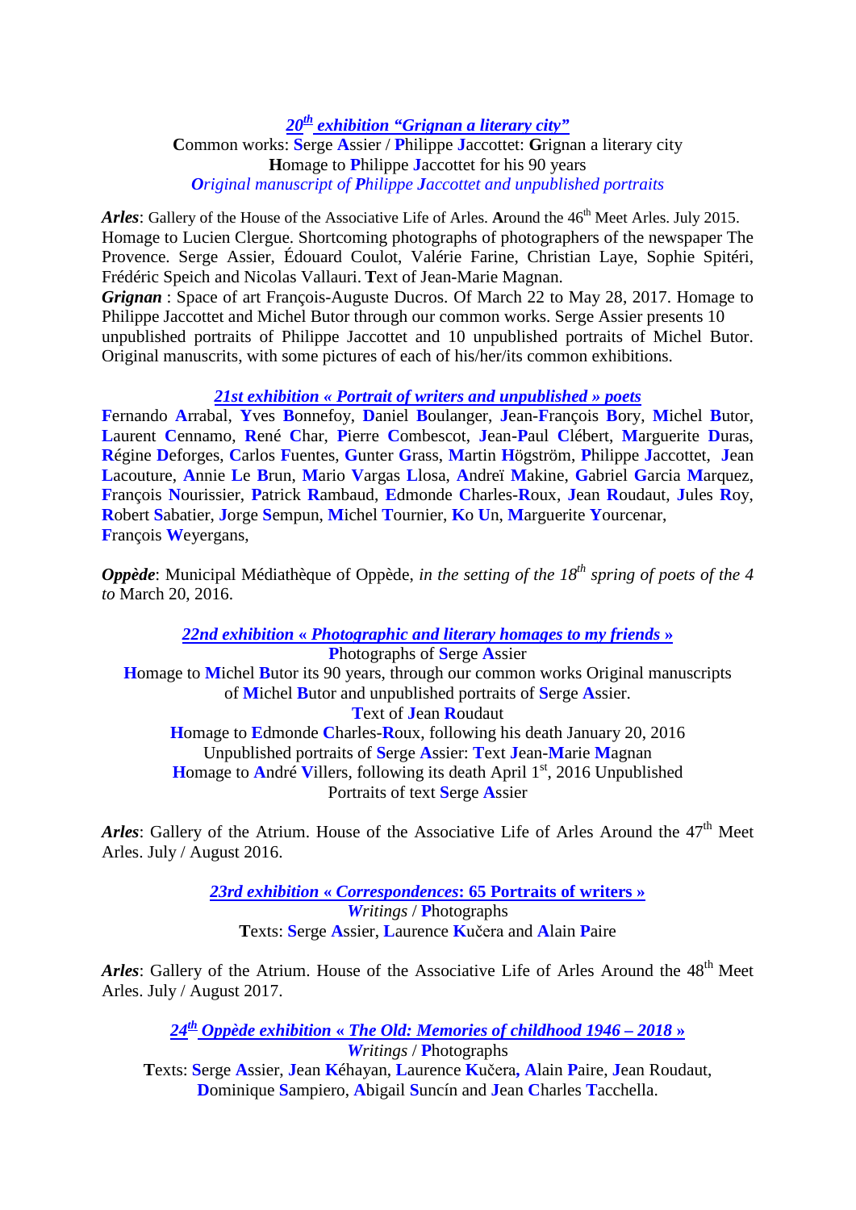### *20th exhibition "Grignan a literary city"*

**C**ommon works: **S**erge **A**ssier / **P**hilippe **J**accottet: **G**rignan a literary city
**H**omage to **P**hilippe **J**accottet for his 90 years
*Original manuscript of Philippe Jaccottet and unpublished portraits*

***Arles***: Gallery of the House of the Associative Life of Arles. **A**round the 46th Meet Arles. July 2015. Homage to Lucien Clergue. Shortcoming photographs of photographers of the newspaper The Provence. Serge Assier, Édouard Coulot, Valérie Farine, Christian Laye, Sophie Spitéri, Frédéric Speich and Nicolas Vallauri. **T**ext of Jean-Marie Magnan.
***Grignan*** : Space of art François-Auguste Ducros. Of March 22 to May 28, 2017. Homage to Philippe Jaccottet and Michel Butor through our common works. Serge Assier presents 10 unpublished portraits of Philippe Jaccottet and 10 unpublished portraits of Michel Butor. Original manuscrits, with some pictures of each of his/her/its common exhibitions.

### *21st exhibition « Portrait of writers and unpublished » poets*

**F**ernando **A**rrabal, **Y**ves **B**onnefoy, **D**aniel **B**oulanger, **J**ean-**F**rançois **B**ory, **M**ichel **B**utor, **L**aurent **C**ennamo, **R**ené **C**har, **P**ierre **C**ombescot, **J**ean-**P**aul **C**lébert, **M**arguerite **D**uras, **R**égine **D**eforges, **C**arlos **F**uentes, **G**unter **G**rass, **M**artin **H**ögström, **P**hilippe **J**accottet, **J**ean **L**acouture, **A**nnie **L**e **B**run, **M**ario **V**argas **L**losa, **A**ndreï **M**akine, **G**abriel **G**arcia **M**arquez, **F**rançois **N**ourissier, **P**atrick **R**ambaud, **E**dmonde **C**harles-**R**oux, **J**ean **R**oudaut, **J**ules **R**oy, **R**obert **S**abatier, **J**orge **S**empun, **M**ichel **T**ournier, **K**o **U**n, **M**arguerite **Y**ourcenar, **F**rançois **W**eyergans,

***Oppède***: Municipal Médiathèque of Oppède, *in the setting of the 18th spring of poets of the 4 to* March 20, 2016.

### *22nd exhibition « Photographic and literary homages to my friends »*

**P**hotographs of **S**erge **A**ssier
**H**omage to **M**ichel **B**utor its 90 years, through our common works Original manuscripts of **M**ichel **B**utor and unpublished portraits of **S**erge **A**ssier.
**T**ext of **J**ean **R**oudaut
**H**omage to **E**dmonde **C**harles-**R**oux, following his death January 20, 2016
Unpublished portraits of **S**erge **A**ssier: **T**ext **J**ean-**M**arie **M**agnan
**H**omage to **A**ndré **V**illers, following its death April 1st, 2016 Unpublished Portraits of text **S**erge **A**ssier

***Arles***: Gallery of the Atrium. House of the Associative Life of Arles Around the 47th Meet Arles. July / August 2016.

### *23rd exhibition « Correspondences: 65 Portraits of writers »*

*Writings* / **P**hotographs
**T**exts: **S**erge **A**ssier, **L**aurence **K**učera and **A**lain **P**aire

***Arles***: Gallery of the Atrium. House of the Associative Life of Arles Around the 48th Meet Arles. July / August 2017.

### *24th Oppède exhibition « The Old: Memories of childhood 1946 – 2018 »*

*Writings* / **P**hotographs
**T**exts: **S**erge **A**ssier, **J**ean **K**éhayan, **L**aurence **K**učera, **A**lain **P**aire, **J**ean Roudaut, **D**ominique **S**ampiero, **A**bigail **S**uncín and **J**ean **C**harles **T**acchella.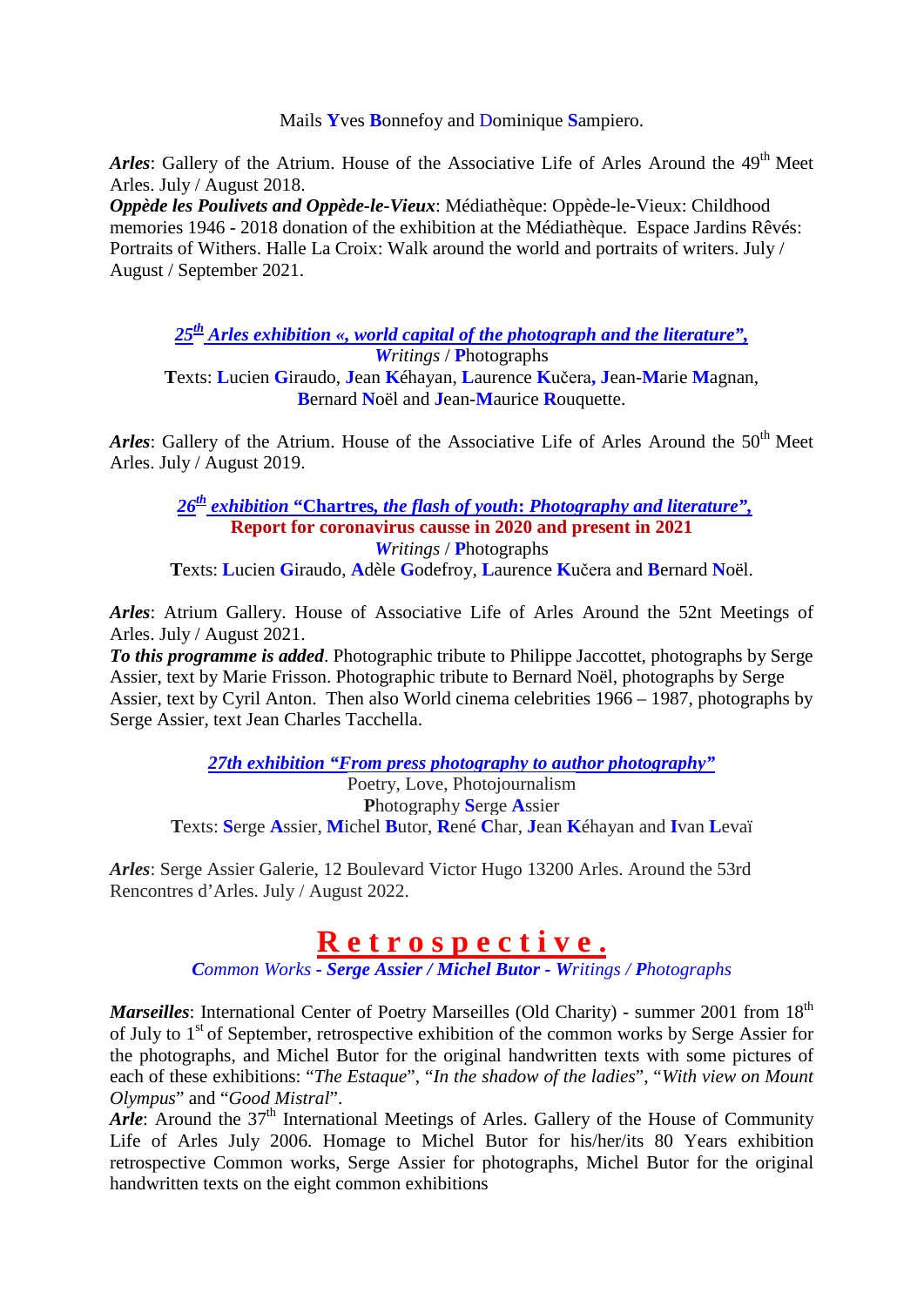Mails **Y**ves **B**onnefoy and **D**ominique **S**ampiero.

***Arles***: Gallery of the Atrium. House of the Associative Life of Arles Around the 49th Meet Arles. July / August 2018.
***Oppède les Poulivets and Oppède-le-Vieux***: Médiathèque: Oppède-le-Vieux: Childhood memories 1946 - 2018 donation of the exhibition at the Médiathèque. Espace Jardins Rêvés: Portraits of Withers. Halle La Croix: Walk around the world and portraits of writers. July / August / September 2021.

***25th Arles exhibition «, world capital of the photograph and the literature”,***
*Writings* / **P**hotographs
**T**exts: **L**ucien **G**iraudo, **J**ean **K**éhayan, **L**aurence **K**učera**, J**ean-**M**arie **M**agnan, **B**ernard **N**oël and **J**ean-**M**aurice **R**ouquette.

***Arles***: Gallery of the Atrium. House of the Associative Life of Arles Around the 50th Meet Arles. July / August 2019.

***26th exhibition* “Chartres, *the flash of youth*: *Photography and literature”,***
**Report for coronavirus causse in 2020 and present in 2021**
*Writings* / **P**hotographs
**T**exts: **L**ucien **G**iraudo, **A**dèle **G**odefroy, **L**aurence **K**učera and **B**ernard **N**oël.

***Arles***: Atrium Gallery. House of Associative Life of Arles Around the 52nt Meetings of Arles. July / August 2021.
***To this programme is added***. Photographic tribute to Philippe Jaccottet, photographs by Serge Assier, text by Marie Frisson. Photographic tribute to Bernard Noël, photographs by Serge Assier, text by Cyril Anton. Then also World cinema celebrities 1966 – 1987, photographs by Serge Assier, text Jean Charles Tacchella.

***27th exhibition “From press photography to author photography”***
Poetry, Love, Photojournalism
**P**hotography **S**erge **A**ssier
**T**exts: **S**erge **A**ssier, **M**ichel **B**utor, **R**ené **C**har, **J**ean **K**éhayan and **I**van **L**evaï

***Arles***: Serge Assier Galerie, 12 Boulevard Victor Hugo 13200 Arles. Around the 53rd Rencontres d’Arles. July / August 2022.

## R e t r o s p e c t i v e .

*Common Works - **Serge Assier / Michel Butor - Writings / Photographs***

***Marseilles***: International Center of Poetry Marseilles (Old Charity) - summer 2001 from 18th of July to 1st of September, retrospective exhibition of the common works by Serge Assier for the photographs, and Michel Butor for the original handwritten texts with some pictures of each of these exhibitions: “*The Estaque*”, “*In the shadow of the ladies*”, “*With view on Mount Olympus*” and “*Good Mistral*”.
***Arle***: Around the 37th International Meetings of Arles. Gallery of the House of Community Life of Arles July 2006. Homage to Michel Butor for his/her/its 80 Years exhibition retrospective Common works, Serge Assier for photographs, Michel Butor for the original handwritten texts on the eight common exhibitions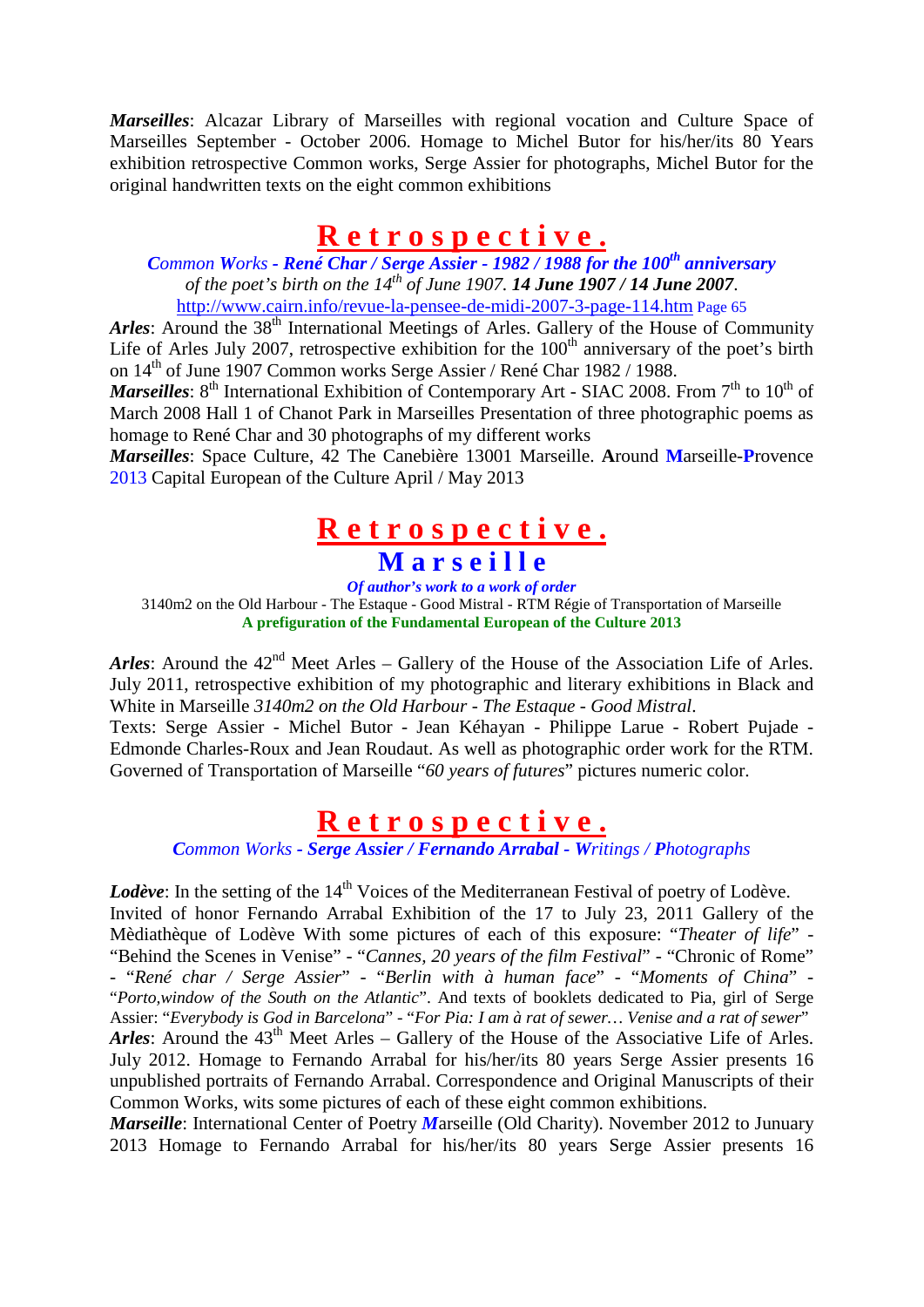***Marseilles***: Alcazar Library of Marseilles with regional vocation and Culture Space of Marseilles September - October 2006. Homage to Michel Butor for his/her/its 80 Years exhibition retrospective Common works, Serge Assier for photographs, Michel Butor for the original handwritten texts on the eight common exhibitions

## **R e t r o s p e c t i v e .**

***Common Works - René Char / Serge Assier - 1982 / 1988 for the 100th anniversary of the poet's birth on the 14th of June 1907. 14 June 1907 / 14 June 2007.***

http://www.cairn.info/revue-la-pensee-de-midi-2007-3-page-114.htm Page 65

***Arles***: Around the 38th International Meetings of Arles. Gallery of the House of Community Life of Arles July 2007, retrospective exhibition for the 100th anniversary of the poet's birth on 14th of June 1907 Common works Serge Assier / René Char 1982 / 1988.

***Marseilles***: 8th International Exhibition of Contemporary Art - SIAC 2008. From 7th to 10th of March 2008 Hall 1 of Chanot Park in Marseilles Presentation of three photographic poems as homage to René Char and 30 photographs of my different works

***Marseilles***: Space Culture, 42 The Canebière 13001 Marseille. **A**round **M**arseille-**P**rovence 2013 Capital European of the Culture April / May 2013

## **R e t r o s p e c t i v e .**

## **M a r s e i l l e**

***Of author's work to a work of order***

3140m2 on the Old Harbour - The Estaque - Good Mistral - RTM Régie of Transportation of Marseille

**A prefiguration of the Fundamental European of the Culture 2013**

***Arles***: Around the 42nd Meet Arles – Gallery of the House of the Association Life of Arles. July 2011, retrospective exhibition of my photographic and literary exhibitions in Black and White in Marseille *3140m2 on the Old Harbour - The Estaque - Good Mistral*.

Texts: Serge Assier - Michel Butor - Jean Kéhayan - Philippe Larue - Robert Pujade - Edmonde Charles-Roux and Jean Roudaut. As well as photographic order work for the RTM. Governed of Transportation of Marseille "*60 years of futures*" pictures numeric color.

## **R e t r o s p e c t i v e .**

***Common Works - Serge Assier / Fernando Arrabal - Writings / Photographs***

***Lodève***: In the setting of the 14th Voices of the Mediterranean Festival of poetry of Lodève. Invited of honor Fernando Arrabal Exhibition of the 17 to July 23, 2011 Gallery of the Mèdiathèque of Lodève With some pictures of each of this exposure: "*Theater of life*" - "Behind the Scenes in Venise" - "*Cannes, 20 years of the film Festival*" - "Chronic of Rome" - "*René char / Serge Assier*" - "*Berlin with à human face*" - "*Moments of China*" - "*Porto,window of the South on the Atlantic*". And texts of booklets dedicated to Pia, girl of Serge Assier: "*Everybody is God in Barcelona*" - "*For Pia: I am à rat of sewer… Venise and a rat of sewer*"

***Arles***: Around the 43th Meet Arles – Gallery of the House of the Associative Life of Arles. July 2012. Homage to Fernando Arrabal for his/her/its 80 years Serge Assier presents 16 unpublished portraits of Fernando Arrabal. Correspondence and Original Manuscripts of their Common Works, wits some pictures of each of these eight common exhibitions.

***Marseille***: International Center of Poetry ***M***arseille (Old Charity). November 2012 to Junuary 2013 Homage to Fernando Arrabal for his/her/its 80 years Serge Assier presents 16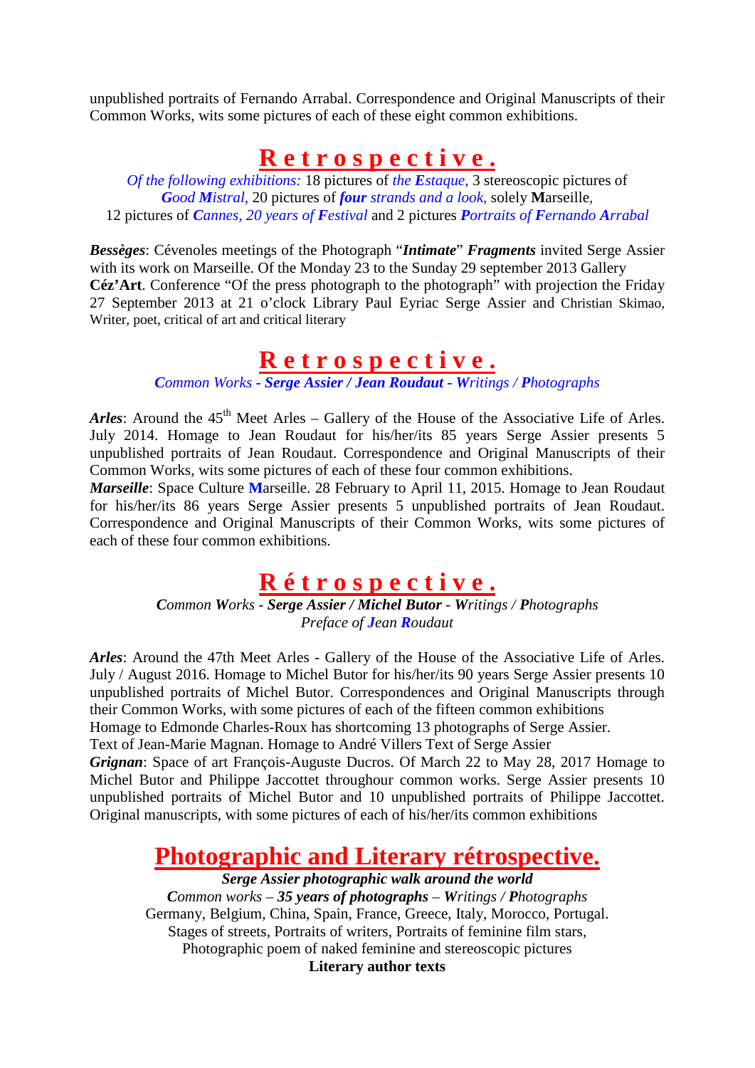unpublished portraits of Fernando Arrabal. Correspondence and Original Manuscripts of their Common Works, wits some pictures of each of these eight common exhibitions.

## R e t r o s p e c t i v e .

*Of the following exhibitions:* 18 pictures of *the **E**staque,* 3 stereoscopic pictures of ***G**ood **M**istral,* 20 pictures of ***four** strands and a look,* solely **M**arseille, 12 pictures of ***C**annes, 20 years of **F**estival* and 2 pictures ***P**ortraits of **F**ernando **A**rrabal*

***Bessèges***: Cévenoles meetings of the Photograph "***Intimate***" ***Fragments*** invited Serge Assier with its work on Marseille. Of the Monday 23 to the Sunday 29 september 2013 Gallery **Céz'Art**. Conference "Of the press photograph to the photograph" with projection the Friday 27 September 2013 at 21 o'clock Library Paul Eyriac Serge Assier and Christian Skimao, Writer, poet, critical of art and critical literary

## R e t r o s p e c t i v e .

*Common Works - **Serge Assier / Jean Roudaut** - Writings / **P**hotographs*

***Arles***: Around the 45th Meet Arles – Gallery of the House of the Associative Life of Arles. July 2014. Homage to Jean Roudaut for his/her/its 85 years Serge Assier presents 5 unpublished portraits of Jean Roudaut. Correspondence and Original Manuscripts of their Common Works, wits some pictures of each of these four common exhibitions.

***Marseille***: Space Culture **M**arseille. 28 February to April 11, 2015. Homage to Jean Roudaut for his/her/its 86 years Serge Assier presents 5 unpublished portraits of Jean Roudaut. Correspondence and Original Manuscripts of their Common Works, wits some pictures of each of these four common exhibitions.

## R é t r o s p e c t i v e .

***C**ommon Works - **Serge Assier / Michel Butor** - Writings / **P**hotographs*
*Preface of **J**ean **R**oudaut*

***Arles***: Around the 47th Meet Arles - Gallery of the House of the Associative Life of Arles. July / August 2016. Homage to Michel Butor for his/her/its 90 years Serge Assier presents 10 unpublished portraits of Michel Butor. Correspondences and Original Manuscripts through their Common Works, with some pictures of each of the fifteen common exhibitions
Homage to Edmonde Charles-Roux has shortcoming 13 photographs of Serge Assier.
Text of Jean-Marie Magnan. Homage to André Villers Text of Serge Assier

***Grignan***: Space of art François-Auguste Ducros. Of March 22 to May 28, 2017 Homage to Michel Butor and Philippe Jaccottet throughour common works. Serge Assier presents 10 unpublished portraits of Michel Butor and 10 unpublished portraits of Philippe Jaccottet. Original manuscripts, with some pictures of each of his/her/its common exhibitions

## Photographic and Literary rétrospective.

***Serge Assier photographic walk around the world***
***C**ommon works – **35 years of photographs** – **W**ritings / **P**hotographs*
Germany, Belgium, China, Spain, France, Greece, Italy, Morocco, Portugal.
Stages of streets, Portraits of writers, Portraits of feminine film stars,
Photographic poem of naked feminine and stereoscopic pictures
**Literary author texts**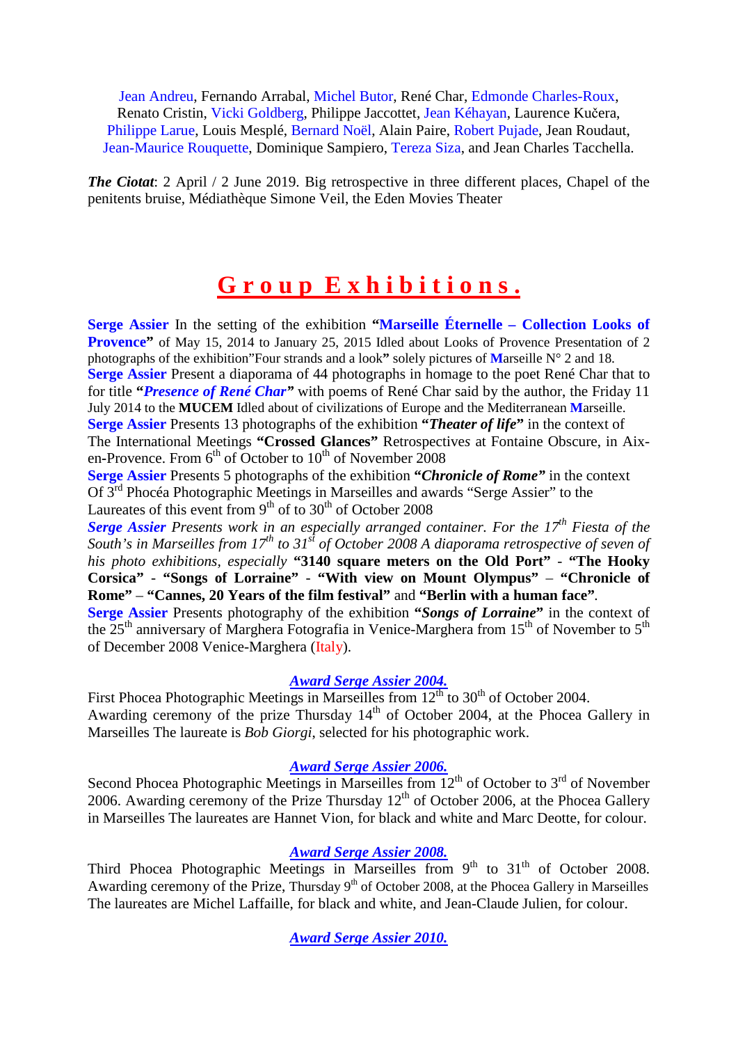Jean Andreu, Fernando Arrabal, Michel Butor, René Char, Edmonde Charles-Roux, Renato Cristin, Vicki Goldberg, Philippe Jaccottet, Jean Kéhayan, Laurence Kučera, Philippe Larue, Louis Mesplé, Bernard Noël, Alain Paire, Robert Pujade, Jean Roudaut, Jean-Maurice Rouquette, Dominique Sampiero, Tereza Siza, and Jean Charles Tacchella.

***The Ciotat***: 2 April / 2 June 2019. Big retrospective in three different places, Chapel of the penitents bruise, Médiathèque Simone Veil, the Eden Movies Theater

# Group Exhibitions.

**Serge Assier** In the setting of the exhibition **"Marseille Éternelle – Collection Looks of Provence"** of May 15, 2014 to January 25, 2015 Idled about Looks of Provence Presentation of 2 photographs of the exhibition"Four strands and a look**"** solely pictures of **M**arseille N° 2 and 18.
**Serge Assier** Present a diaporama of 44 photographs in homage to the poet René Char that to for title ***"Presence of René Char"*** with poems of René Char said by the author, the Friday 11 July 2014 to the **MUCEM** Idled about of civilizations of Europe and the Mediterranean **M**arseille.
**Serge Assier** Presents 13 photographs of the exhibition ***"Theater of life"*** in the context of The International Meetings **"Crossed Glances"** Retrospectives at Fontaine Obscure, in Aix-en-Provence. From 6th of October to 10th of November 2008
**Serge Assier** Presents 5 photographs of the exhibition ***"Chronicle of Rome"*** in the context Of 3rd Phocéa Photographic Meetings in Marseilles and awards "Serge Assier" to the Laureates of this event from 9th of to 30th of October 2008
***Serge Assier*** *Presents work in an especially arranged container. For the 17th Fiesta of the South's in Marseilles from 17th to 31st of October 2008 A diaporama retrospective of seven of his photo exhibitions, especially* **"3140 square meters on the Old Port"** - **"The Hooky Corsica"** - **"Songs of Lorraine"** - **"With view on Mount Olympus"** – **"Chronicle of Rome"** – **"Cannes, 20 Years of the film festival"** and **"Berlin with a human face"**.
**Serge Assier** Presents photography of the exhibition ***"Songs of Lorraine"*** in the context of the 25th anniversary of Marghera Fotografia in Venice-Marghera from 15th of November to 5th of December 2008 Venice-Marghera (Italy).

***Award Serge Assier 2004.***
First Phocea Photographic Meetings in Marseilles from 12th to 30th of October 2004. Awarding ceremony of the prize Thursday 14th of October 2004, at the Phocea Gallery in Marseilles The laureate is *Bob Giorgi*, selected for his photographic work.

***Award Serge Assier 2006.***
Second Phocea Photographic Meetings in Marseilles from 12th of October to 3rd of November 2006. Awarding ceremony of the Prize Thursday 12th of October 2006, at the Phocea Gallery in Marseilles The laureates are Hannet Vion, for black and white and Marc Deotte, for colour.

***Award Serge Assier 2008.***
Third Phocea Photographic Meetings in Marseilles from 9th to 31th of October 2008. Awarding ceremony of the Prize, Thursday 9th of October 2008, at the Phocea Gallery in Marseilles The laureates are Michel Laffaille, for black and white, and Jean-Claude Julien, for colour.

***Award Serge Assier 2010.***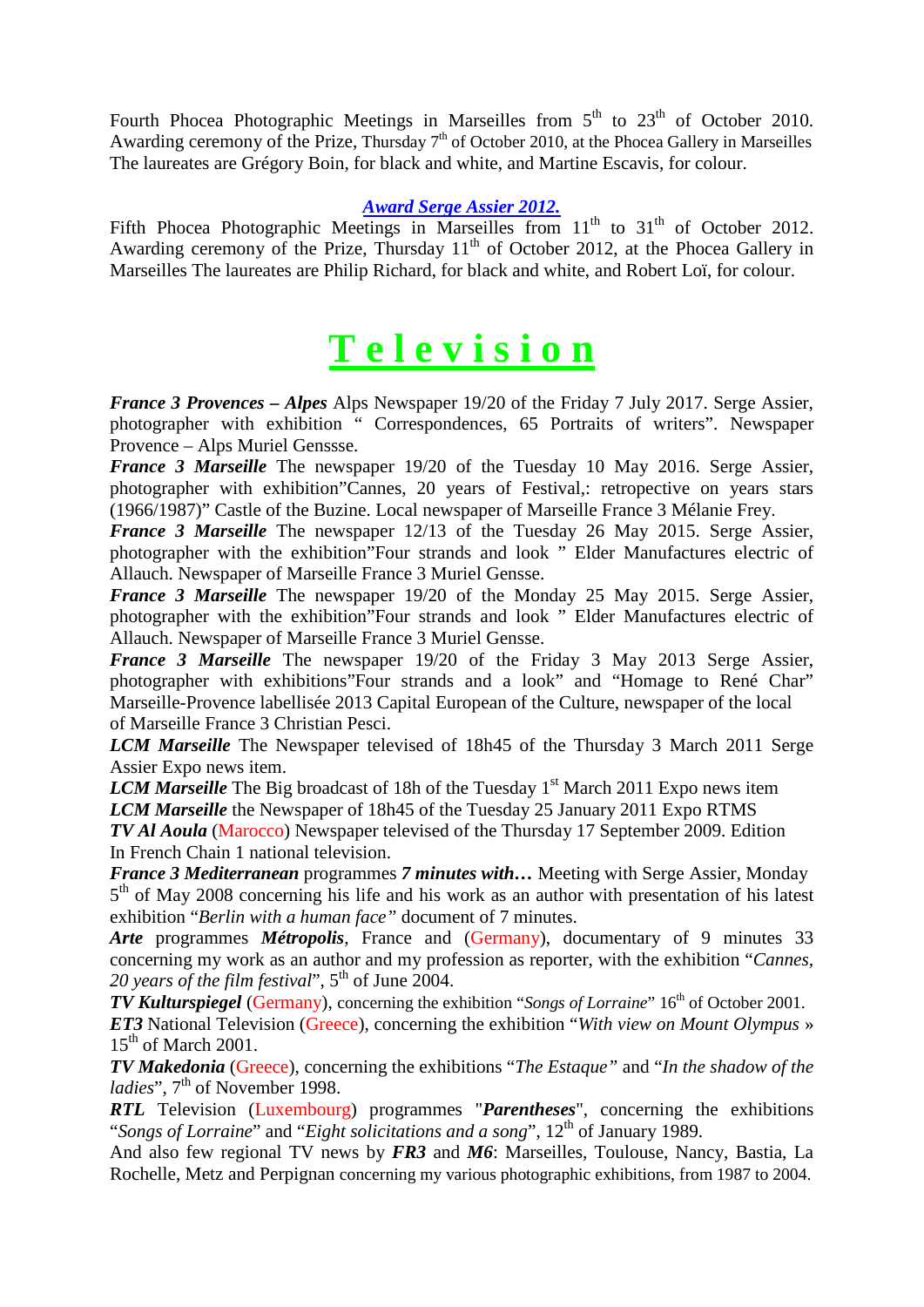Fourth Phocea Photographic Meetings in Marseilles from 5th to 23th of October 2010. Awarding ceremony of the Prize, Thursday 7th of October 2010, at the Phocea Gallery in Marseilles The laureates are Grégory Boin, for black and white, and Martine Escavis, for colour.

***Award Serge Assier 2012.***

Fifth Phocea Photographic Meetings in Marseilles from 11th to 31th of October 2012. Awarding ceremony of the Prize, Thursday 11th of October 2012, at the Phocea Gallery in Marseilles The laureates are Philip Richard, for black and white, and Robert Loï, for colour.

# Television

***France 3 Provences – Alpes*** Alps Newspaper 19/20 of the Friday 7 July 2017. Serge Assier, photographer with exhibition " Correspondences, 65 Portraits of writers". Newspaper Provence – Alps Muriel Genssse.

***France 3 Marseille*** The newspaper 19/20 of the Tuesday 10 May 2016. Serge Assier, photographer with exhibition"Cannes, 20 years of Festival,: retropective on years stars (1966/1987)" Castle of the Buzine. Local newspaper of Marseille France 3 Mélanie Frey.

***France 3 Marseille*** The newspaper 12/13 of the Tuesday 26 May 2015. Serge Assier, photographer with the exhibition"Four strands and look " Elder Manufactures electric of Allauch. Newspaper of Marseille France 3 Muriel Gensse.

***France 3 Marseille*** The newspaper 19/20 of the Monday 25 May 2015. Serge Assier, photographer with the exhibition"Four strands and look " Elder Manufactures electric of Allauch. Newspaper of Marseille France 3 Muriel Gensse.

***France 3 Marseille*** The newspaper 19/20 of the Friday 3 May 2013 Serge Assier, photographer with exhibitions"Four strands and a look" and "Homage to René Char" Marseille-Provence labellisée 2013 Capital European of the Culture, newspaper of the local of Marseille France 3 Christian Pesci.

***LCM Marseille*** The Newspaper televised of 18h45 of the Thursday 3 March 2011 Serge Assier Expo news item.

***LCM Marseille*** The Big broadcast of 18h of the Tuesday 1st March 2011 Expo news item

***LCM Marseille*** the Newspaper of 18h45 of the Tuesday 25 January 2011 Expo RTMS

***TV Al Aoula*** (Marocco) Newspaper televised of the Thursday 17 September 2009. Edition In French Chain 1 national television.

***France 3 Mediterranean*** programmes ***7 minutes with…*** Meeting with Serge Assier, Monday 5th of May 2008 concerning his life and his work as an author with presentation of his latest exhibition "*Berlin with a human face"* document of 7 minutes.

***Arte*** programmes ***Métropolis***, France and (Germany), documentary of 9 minutes 33 concerning my work as an author and my profession as reporter, with the exhibition "*Cannes, 20 years of the film festival*", 5th of June 2004.

***TV Kulturspiegel*** (Germany), concerning the exhibition "*Songs of Lorraine*" 16th of October 2001.

***ET3*** National Television (Greece), concerning the exhibition "*With view on Mount Olympus* » 15th of March 2001.

***TV Makedonia*** (Greece), concerning the exhibitions "*The Estaque"* and "*In the shadow of the ladies*", 7th of November 1998.

***RTL*** Television (Luxembourg) programmes "***Parentheses***", concerning the exhibitions "*Songs of Lorraine*" and "*Eight solicitations and a song*", 12th of January 1989.

And also few regional TV news by ***FR3*** and ***M6***: Marseilles, Toulouse, Nancy, Bastia, La Rochelle, Metz and Perpignan concerning my various photographic exhibitions, from 1987 to 2004.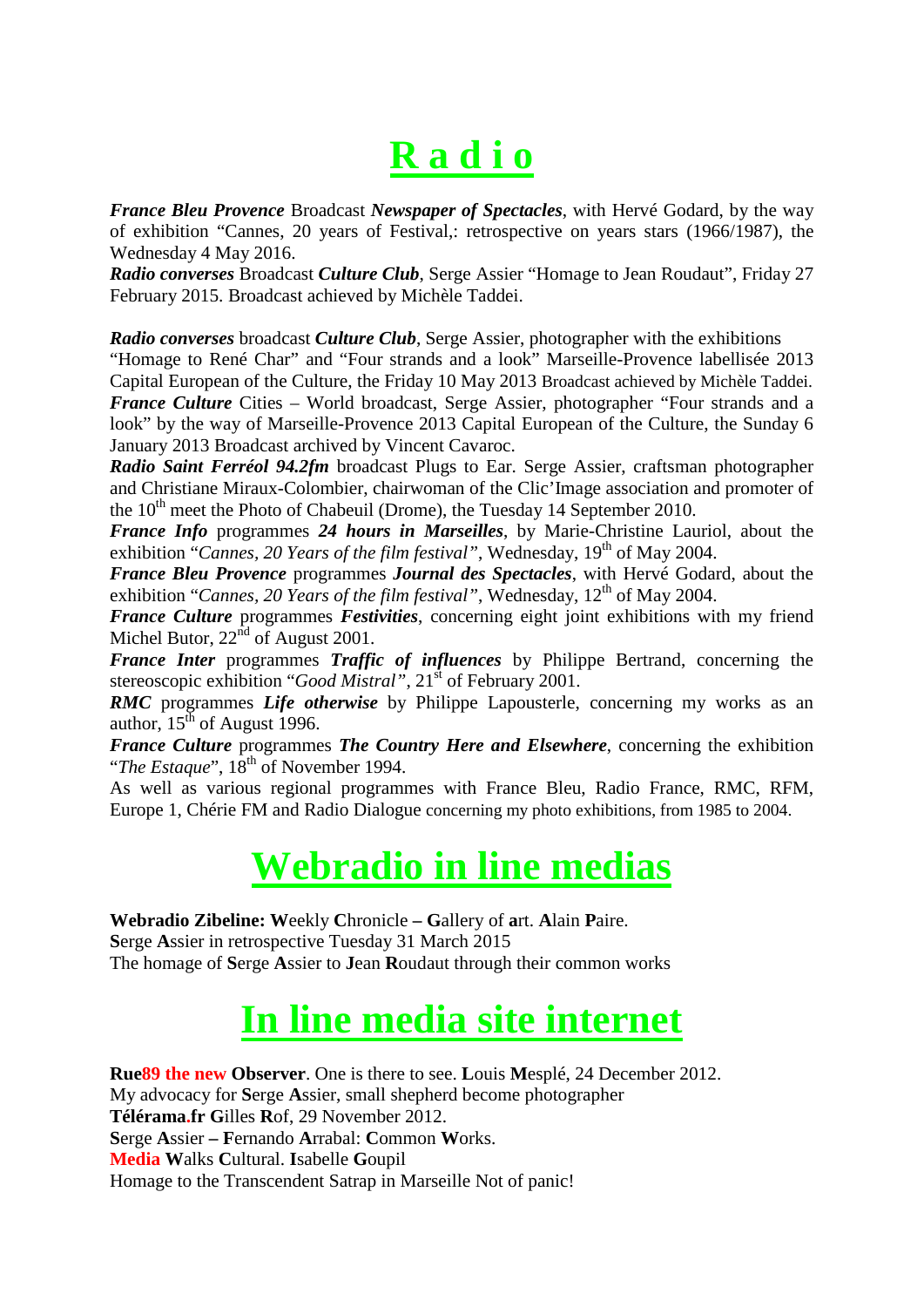# **R a d i o**

***France Bleu Provence*** Broadcast ***Newspaper of Spectacles***, with Hervé Godard, by the way of exhibition “Cannes, 20 years of Festival,: retrospective on years stars (1966/1987), the Wednesday 4 May 2016.
***Radio converses*** Broadcast ***Culture Club***, Serge Assier “Homage to Jean Roudaut”, Friday 27 February 2015. Broadcast achieved by Michèle Taddei.

***Radio converses*** broadcast ***Culture Club***, Serge Assier, photographer with the exhibitions “Homage to René Char” and “Four strands and a look” Marseille-Provence labellisée 2013 Capital European of the Culture, the Friday 10 May 2013 Broadcast achieved by Michèle Taddei.
***France Culture*** Cities – World broadcast, Serge Assier, photographer “Four strands and a look” by the way of Marseille-Provence 2013 Capital European of the Culture, the Sunday 6 January 2013 Broadcast archived by Vincent Cavaroc.
***Radio Saint Ferréol 94.2fm*** broadcast Plugs to Ear. Serge Assier, craftsman photographer and Christiane Miraux-Colombier, chairwoman of the Clic’Image association and promoter of the 10th meet the Photo of Chabeuil (Drome), the Tuesday 14 September 2010.
***France Info*** programmes ***24 hours in Marseilles***, by Marie-Christine Lauriol, about the exhibition “*Cannes, 20 Years of the film festival”*, Wednesday, 19th of May 2004.
***France Bleu Provence*** programmes ***Journal des Spectacles***, with Hervé Godard, about the exhibition “*Cannes, 20 Years of the film festival”*, Wednesday, 12th of May 2004.
***France Culture*** programmes ***Festivities***, concerning eight joint exhibitions with my friend Michel Butor, 22nd of August 2001.
***France Inter*** programmes ***Traffic of influences*** by Philippe Bertrand, concerning the stereoscopic exhibition “*Good Mistral”*, 21st of February 2001.
***RMC*** programmes ***Life otherwise*** by Philippe Lapousterle, concerning my works as an author, 15th of August 1996.
***France Culture*** programmes ***The Country Here and Elsewhere***, concerning the exhibition “*The Estaque*”, 18th of November 1994.
As well as various regional programmes with France Bleu, Radio France, RMC, RFM, Europe 1, Chérie FM and Radio Dialogue concerning my photo exhibitions, from 1985 to 2004.

# **Webradio in line medias**

**Webradio Zibeline: W**eekly **C**hronicle **– G**allery of **a**rt. **A**lain **P**aire.
**S**erge **A**ssier in retrospective Tuesday 31 March 2015
The homage of **S**erge **A**ssier to **J**ean **R**oudaut through their common works

# **In line media site internet**

**Rue89 the new Observer**. One is there to see. **L**ouis **M**esplé, 24 December 2012.
My advocacy for **S**erge **A**ssier, small shepherd become photographer
**Télérama.fr G**illes **R**of, 29 November 2012.
**S**erge **A**ssier **– F**ernando **A**rrabal: **C**ommon **W**orks.
**Media W**alks **C**ultural. **I**sabelle **G**oupil
Homage to the Transcendent Satrap in Marseille Not of panic!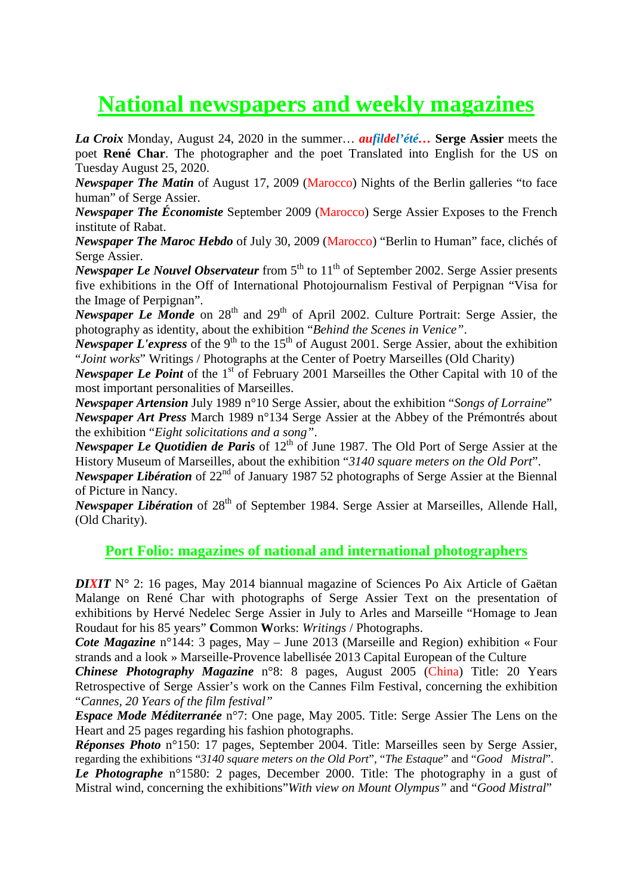# National newspapers and weekly magazines

***La Croix*** Monday, August 24, 2020 in the summer… ***aufildel'été…*** **Serge Assier** meets the poet **René Char**. The photographer and the poet Translated into English for the US on Tuesday August 25, 2020.

***Newspaper The Matin*** of August 17, 2009 (Marocco) Nights of the Berlin galleries "to face human" of Serge Assier.

***Newspaper The Économiste*** September 2009 (Marocco) Serge Assier Exposes to the French institute of Rabat.

***Newspaper The Maroc Hebdo*** of July 30, 2009 (Marocco) "Berlin to Human" face, clichés of Serge Assier.

***Newspaper Le Nouvel Observateur*** from 5th to 11th of September 2002. Serge Assier presents five exhibitions in the Off of International Photojournalism Festival of Perpignan "Visa for the Image of Perpignan".

***Newspaper Le Monde*** on 28th and 29th of April 2002. Culture Portrait: Serge Assier, the photography as identity, about the exhibition "*Behind the Scenes in Venice"*.

***Newspaper L'express*** of the 9th to the 15th of August 2001. Serge Assier, about the exhibition "*Joint works*" Writings / Photographs at the Center of Poetry Marseilles (Old Charity)

***Newspaper Le Point*** of the 1st of February 2001 Marseilles the Other Capital with 10 of the most important personalities of Marseilles.

***Newspaper Artension*** July 1989 n°10 Serge Assier, about the exhibition "*Songs of Lorraine*"

***Newspaper Art Press*** March 1989 n°134 Serge Assier at the Abbey of the Prémontrés about the exhibition "*Eight solicitations and a song"*.

***Newspaper Le Quotidien de Paris*** of 12th of June 1987. The Old Port of Serge Assier at the History Museum of Marseilles, about the exhibition "*3140 square meters on the Old Port*".

***Newspaper Libération*** of 22nd of January 1987 52 photographs of Serge Assier at the Biennal of Picture in Nancy.

***Newspaper Libération*** of 28th of September 1984. Serge Assier at Marseilles, Allende Hall, (Old Charity).

## Port Folio: magazines of national and international photographers

***DIXIT*** N° 2: 16 pages, May 2014 biannual magazine of Sciences Po Aix Article of Gaëtan Malange on René Char with photographs of Serge Assier Text on the presentation of exhibitions by Hervé Nedelec Serge Assier in July to Arles and Marseille "Homage to Jean Roudaut for his 85 years" **C**ommon **W**orks: *Writings* / Photographs.

***Cote Magazine*** n°144: 3 pages, May – June 2013 (Marseille and Region) exhibition « Four strands and a look » Marseille-Provence labellisée 2013 Capital European of the Culture

***Chinese Photography Magazine*** n°8: 8 pages, August 2005 (China) Title: 20 Years Retrospective of Serge Assier's work on the Cannes Film Festival, concerning the exhibition "*Cannes, 20 Years of the film festival"*

***Espace Mode Méditerranée*** n°7: One page, May 2005. Title: Serge Assier The Lens on the Heart and 25 pages regarding his fashion photographs.

***Réponses Photo*** n°150: 17 pages, September 2004. Title: Marseilles seen by Serge Assier, regarding the exhibitions "*3140 square meters on the Old Port*", "*The Estaque*" and "*Good Mistral*".

***Le Photographe*** n°1580: 2 pages, December 2000. Title: The photography in a gust of Mistral wind, concerning the exhibitions"*With view on Mount Olympus"* and "*Good Mistral*"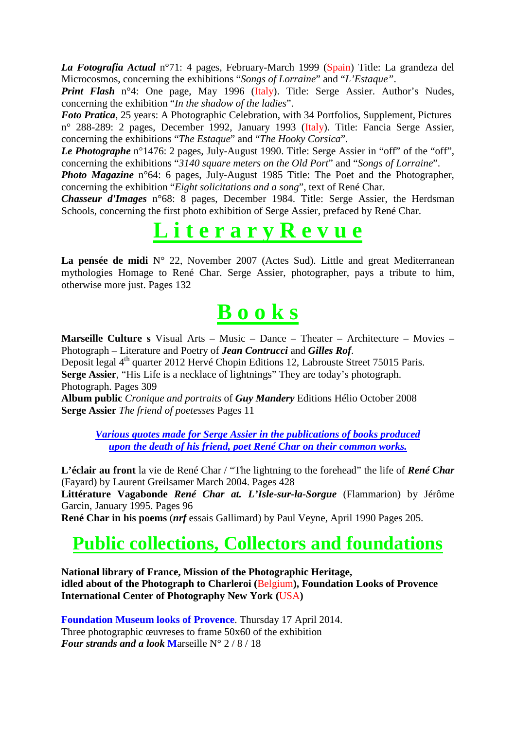***La Fotografia Actual*** n°71: 4 pages, February-March 1999 (Spain) Title: La grandeza del Microcosmos, concerning the exhibitions "*Songs of Lorraine*" and "*L'Estaque"*.

***Print Flash*** n°4: One page, May 1996 (Italy). Title: Serge Assier. Author's Nudes, concerning the exhibition "*In the shadow of the ladies*".

***Foto Pratica***, 25 years: A Photographic Celebration, with 34 Portfolios, Supplement, Pictures n° 288-289: 2 pages, December 1992, January 1993 (Italy). Title: Fancia Serge Assier, concerning the exhibitions "*The Estaque*" and "*The Hooky Corsica*".

***Le Photographe*** n°1476: 2 pages, July-August 1990. Title: Serge Assier in "off" of the "off", concerning the exhibitions "*3140 square meters on the Old Port*" and "*Songs of Lorraine*".

***Photo Magazine*** n°64: 6 pages, July-August 1985 Title: The Poet and the Photographer, concerning the exhibition "*Eight solicitations and a song*", text of René Char.

***Chasseur d'Images*** n°68: 8 pages, December 1984. Title: Serge Assier, the Herdsman Schools, concerning the first photo exhibition of Serge Assier, prefaced by René Char.

# L i t e r a r y R e v u e

**La pensée de midi** N° 22, November 2007 (Actes Sud). Little and great Mediterranean mythologies Homage to René Char. Serge Assier, photographer, pays a tribute to him, otherwise more just. Pages 132

# B o o k s

**Marseille Culture s** Visual Arts – Music – Dance – Theater – Architecture – Movies – Photograph – Literature and Poetry of ***Jean Contrucci*** and ***Gilles Rof***.
Deposit legal 4th quarter 2012 Hervé Chopin Editions 12, Labrouste Street 75015 Paris.
**Serge Assier**, "His Life is a necklace of lightnings" They are today's photograph.
Photograph. Pages 309
**Album public** *Cronique and portraits* of ***Guy Mandery*** Editions Hélio October 2008
**Serge Assier** *The friend of poetesses* Pages 11

***Various quotes made for Serge Assier in the publications of books produced upon the death of his friend, poet René Char on their common works.***

**L'éclair au front** la vie de René Char / "The lightning to the forehead" the life of ***René Char*** (Fayard) by Laurent Greilsamer March 2004. Pages 428
**Littérature Vagabonde** ***René Char at. L'Isle-sur-la-Sorgue*** (Flammarion) by Jérôme Garcin, January 1995. Pages 96
**René Char in his poems** (***nrf*** essais Gallimard) by Paul Veyne, April 1990 Pages 205.

# Public collections, Collectors and foundations

**National library of France, Mission of the Photographic Heritage,**
**idled about of the Photograph to Charleroi (**Belgium**), Foundation Looks of Provence**
**International Center of Photography New York (**USA**)**

**Foundation Museum looks of Provence**. Thursday 17 April 2014.
Three photographic œuvreses to frame 50x60 of the exhibition
***Four strands and a look*** **M**arseille N° 2 / 8 / 18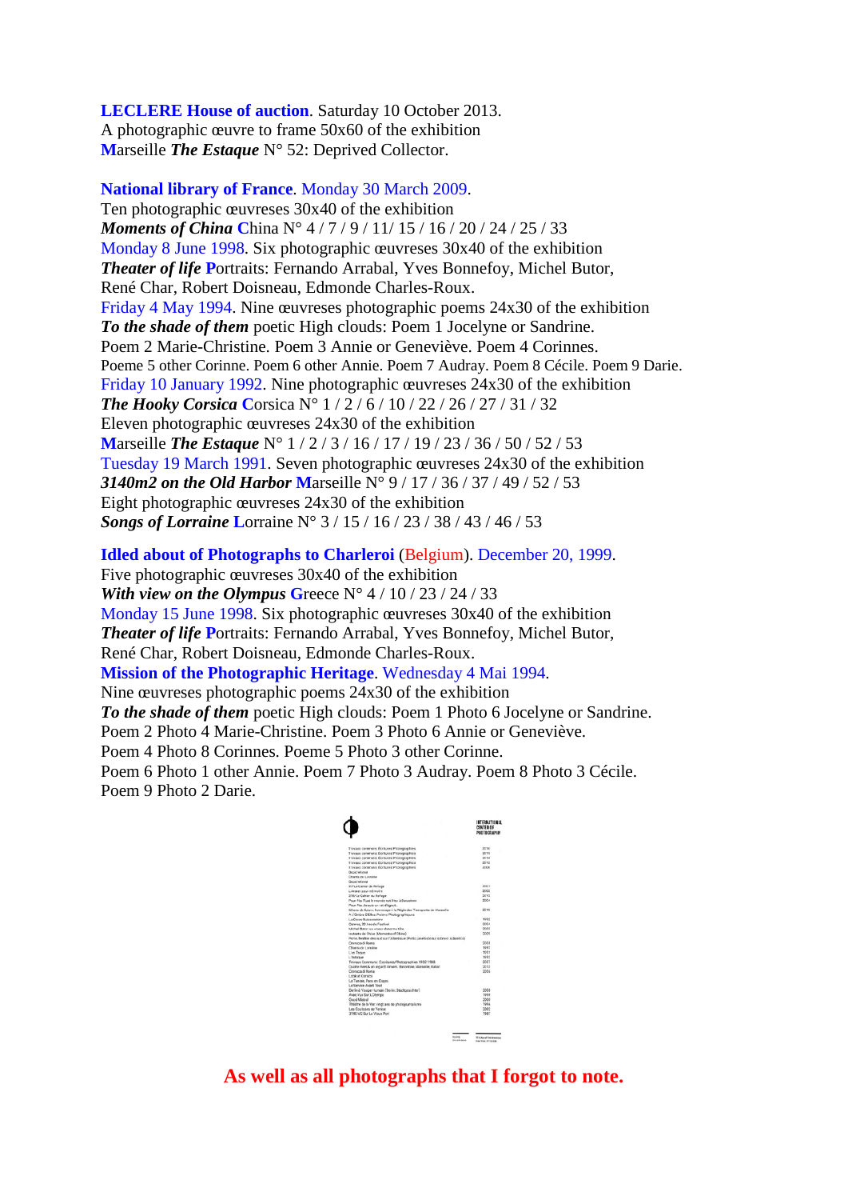**LECLERE House of auction**. Saturday 10 October 2013.
A photographic œuvre to frame 50x60 of the exhibition
**M**arseille ***The Estaque*** N° 52: Deprived Collector.

**National library of France**. Monday 30 March 2009.
Ten photographic œuvreses 30x40 of the exhibition
***Moments of China*** **C**hina N° 4 / 7 / 9 / 11/ 15 / 16 / 20 / 24 / 25 / 33
Monday 8 June 1998. Six photographic œuvreses 30x40 of the exhibition
***Theater of life*** **P**ortraits: Fernando Arrabal, Yves Bonnefoy, Michel Butor,
René Char, Robert Doisneau, Edmonde Charles-Roux.
Friday 4 May 1994. Nine œuvreses photographic poems 24x30 of the exhibition
***To the shade of them*** poetic High clouds: Poem 1 Jocelyne or Sandrine.
Poem 2 Marie-Christine. Poem 3 Annie or Geneviève. Poem 4 Corinnes.
Poeme 5 other Corinne. Poem 6 other Annie. Poem 7 Audray. Poem 8 Cécile. Poem 9 Darie.
Friday 10 January 1992. Nine photographic œuvreses 24x30 of the exhibition
***The Hooky Corsica*** **C**orsica N° 1 / 2 / 6 / 10 / 22 / 26 / 27 / 31 / 32
Eleven photographic œuvreses 24x30 of the exhibition
**M**arseille ***The Estaque*** N° 1 / 2 / 3 / 16 / 17 / 19 / 23 / 36 / 50 / 52 / 53
Tuesday 19 March 1991. Seven photographic œuvreses 24x30 of the exhibition
***3140m2 on the Old Harbor*** **M**arseille N° 9 / 17 / 36 / 37 / 49 / 52 / 53
Eight photographic œuvreses 24x30 of the exhibition
***Songs of Lorraine*** **L**orraine N° 3 / 15 / 16 / 23 / 38 / 43 / 46 / 53

**Idled about of Photographs to Charleroi** (Belgium). December 20, 1999.
Five photographic œuvreses 30x40 of the exhibition
***With view on the Olympus*** **G**reece N° 4 / 10 / 23 / 24 / 33
Monday 15 June 1998. Six photographic œuvreses 30x40 of the exhibition
***Theater of life*** **P**ortraits: Fernando Arrabal, Yves Bonnefoy, Michel Butor,
René Char, Robert Doisneau, Edmonde Charles-Roux.
**Mission of the Photographic Heritage**. Wednesday 4 Mai 1994.
Nine œuvreses photographic poems 24x30 of the exhibition
***To the shade of them*** poetic High clouds: Poem 1 Photo 6 Jocelyne or Sandrine.
Poem 2 Photo 4 Marie-Christine. Poem 3 Photo 6 Annie or Geneviève.
Poem 4 Photo 8 Corinnes. Poeme 5 Photo 3 other Corinne.
Poem 6 Photo 1 other Annie. Poem 7 Photo 3 Audray. Poem 8 Photo 3 Cécile.
Poem 9 Photo 2 Darie.

**As well as all photographs that I forgot to note.**